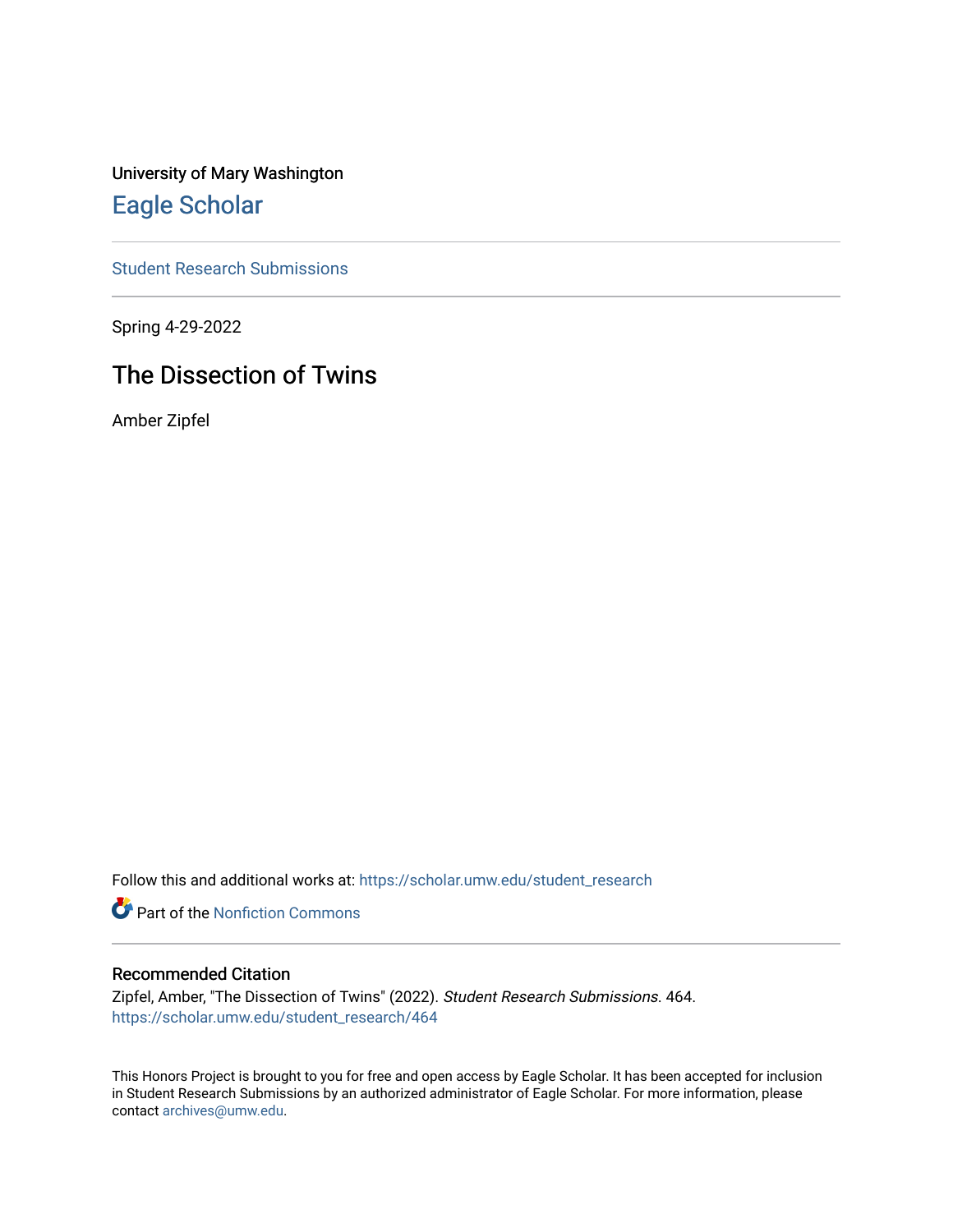University of Mary Washington

# Eagle Scholar

Student Research Submissions

Spring 4-29-2022

## The Dissection of Twins

Amber Zipfel

Follow this and additional works at: https://scholar.umw.edu/student_research

Part of the Nonfiction Commons

### Recommended Citation

Zipfel, Amber, "The Dissection of Twins" (2022). *Student Research Submissions*. 464.
https://scholar.umw.edu/student_research/464

This Honors Project is brought to you for free and open access by Eagle Scholar. It has been accepted for inclusion in Student Research Submissions by an authorized administrator of Eagle Scholar. For more information, please contact archives@umw.edu.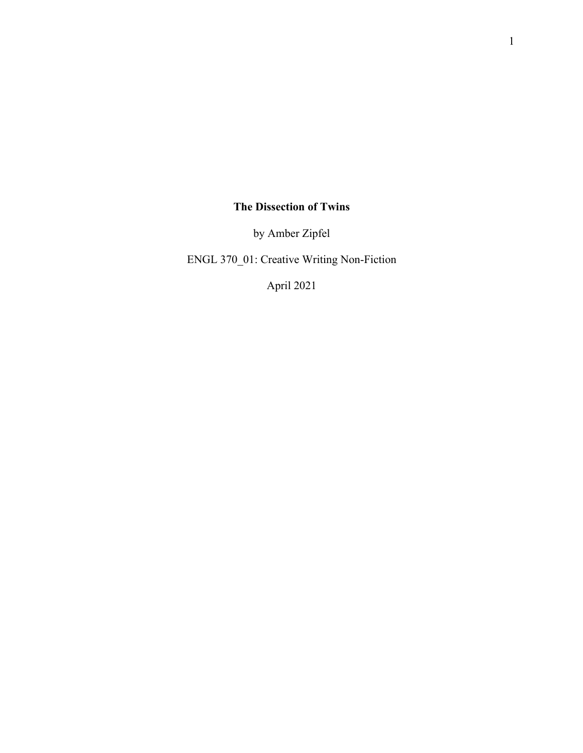# The Dissection of Twins

by Amber Zipfel

ENGL 370_01: Creative Writing Non-Fiction

April 2021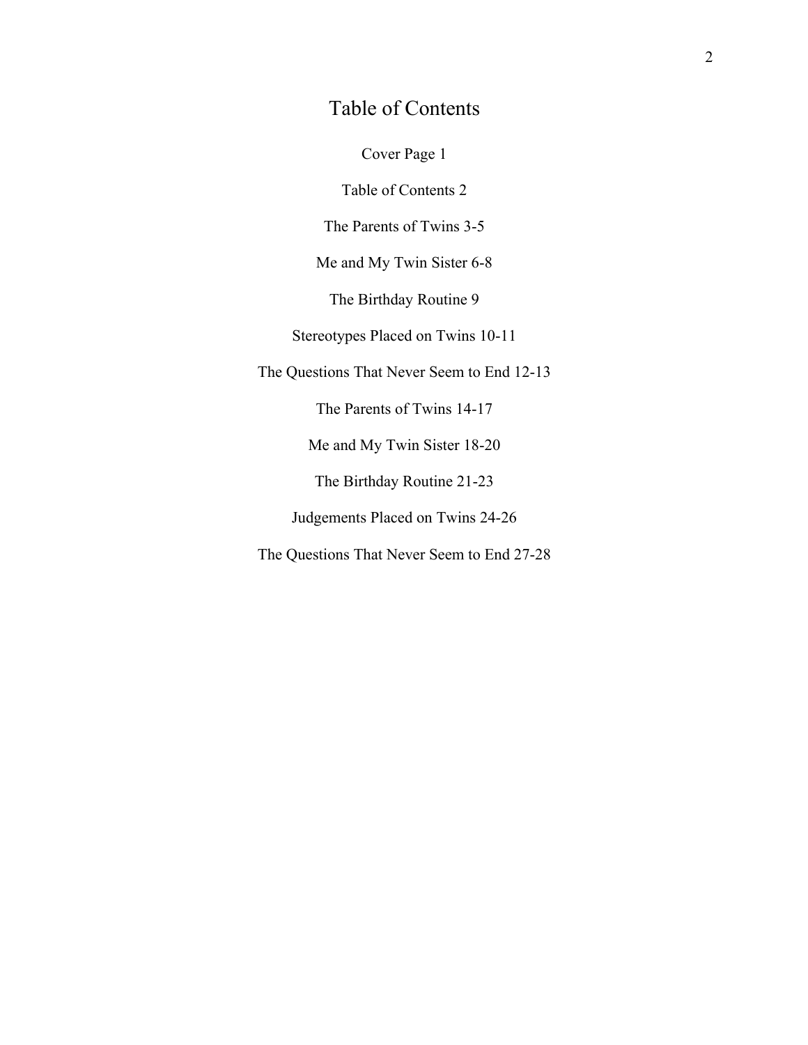# Table of Contents

Cover Page 1

Table of Contents 2

The Parents of Twins 3-5

Me and My Twin Sister 6-8

The Birthday Routine 9

Stereotypes Placed on Twins 10-11

The Questions That Never Seem to End 12-13

The Parents of Twins 14-17

Me and My Twin Sister 18-20

The Birthday Routine 21-23

Judgements Placed on Twins 24-26

The Questions That Never Seem to End 27-28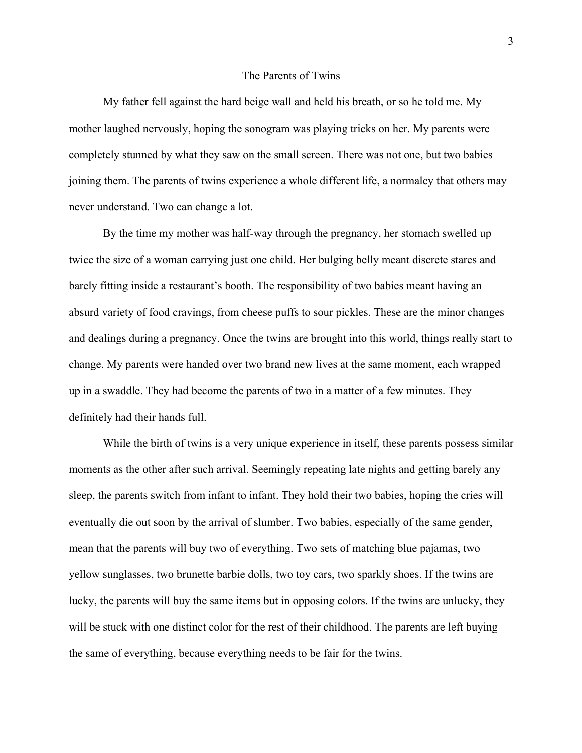# The Parents of Twins

My father fell against the hard beige wall and held his breath, or so he told me. My mother laughed nervously, hoping the sonogram was playing tricks on her. My parents were completely stunned by what they saw on the small screen. There was not one, but two babies joining them. The parents of twins experience a whole different life, a normalcy that others may never understand. Two can change a lot.

By the time my mother was half-way through the pregnancy, her stomach swelled up twice the size of a woman carrying just one child. Her bulging belly meant discrete stares and barely fitting inside a restaurant's booth. The responsibility of two babies meant having an absurd variety of food cravings, from cheese puffs to sour pickles. These are the minor changes and dealings during a pregnancy. Once the twins are brought into this world, things really start to change. My parents were handed over two brand new lives at the same moment, each wrapped up in a swaddle. They had become the parents of two in a matter of a few minutes. They definitely had their hands full.

While the birth of twins is a very unique experience in itself, these parents possess similar moments as the other after such arrival. Seemingly repeating late nights and getting barely any sleep, the parents switch from infant to infant. They hold their two babies, hoping the cries will eventually die out soon by the arrival of slumber. Two babies, especially of the same gender, mean that the parents will buy two of everything. Two sets of matching blue pajamas, two yellow sunglasses, two brunette barbie dolls, two toy cars, two sparkly shoes. If the twins are lucky, the parents will buy the same items but in opposing colors. If the twins are unlucky, they will be stuck with one distinct color for the rest of their childhood. The parents are left buying the same of everything, because everything needs to be fair for the twins.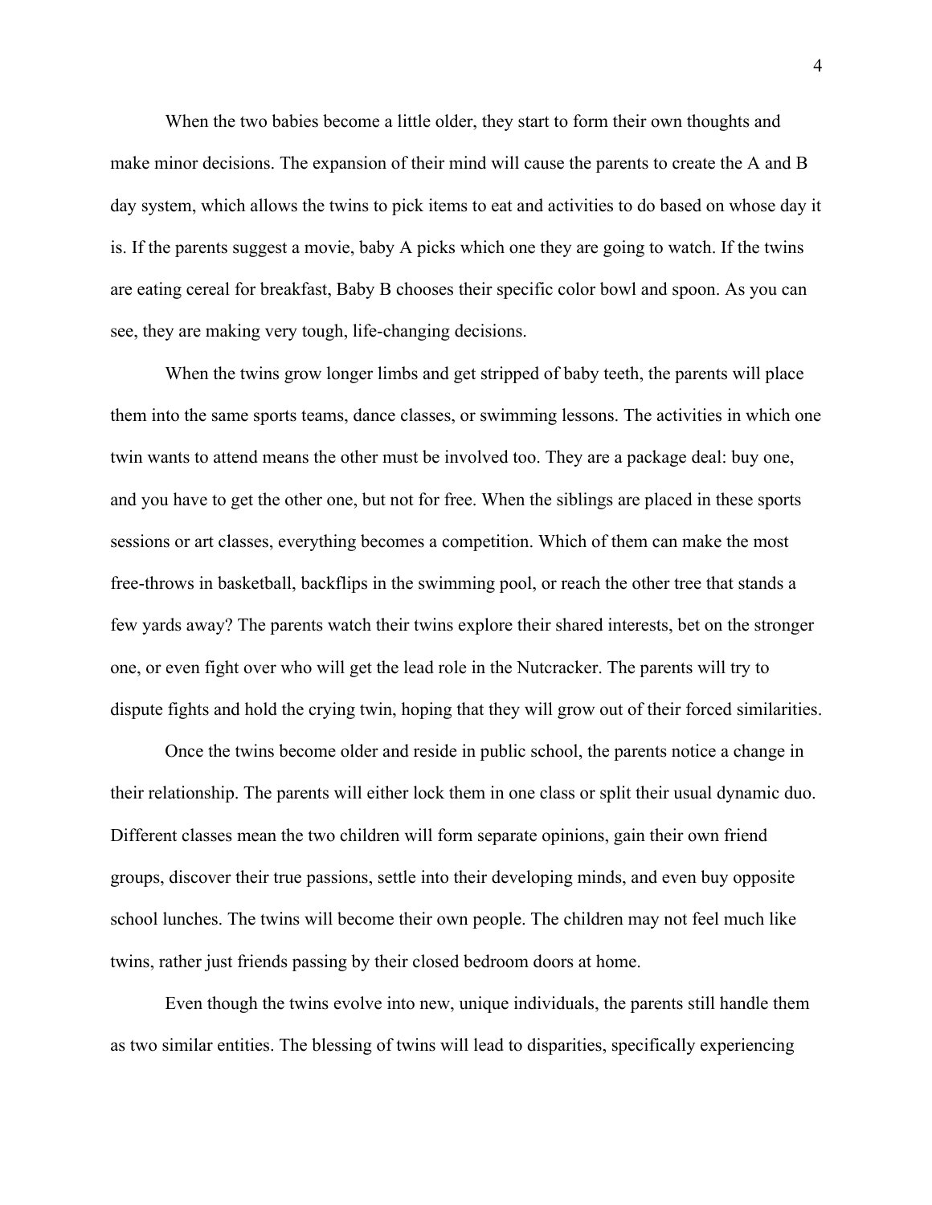When the two babies become a little older, they start to form their own thoughts and make minor decisions. The expansion of their mind will cause the parents to create the A and B day system, which allows the twins to pick items to eat and activities to do based on whose day it is. If the parents suggest a movie, baby A picks which one they are going to watch. If the twins are eating cereal for breakfast, Baby B chooses their specific color bowl and spoon. As you can see, they are making very tough, life-changing decisions.

When the twins grow longer limbs and get stripped of baby teeth, the parents will place them into the same sports teams, dance classes, or swimming lessons. The activities in which one twin wants to attend means the other must be involved too. They are a package deal: buy one, and you have to get the other one, but not for free. When the siblings are placed in these sports sessions or art classes, everything becomes a competition. Which of them can make the most free-throws in basketball, backflips in the swimming pool, or reach the other tree that stands a few yards away? The parents watch their twins explore their shared interests, bet on the stronger one, or even fight over who will get the lead role in the Nutcracker. The parents will try to dispute fights and hold the crying twin, hoping that they will grow out of their forced similarities.

Once the twins become older and reside in public school, the parents notice a change in their relationship. The parents will either lock them in one class or split their usual dynamic duo. Different classes mean the two children will form separate opinions, gain their own friend groups, discover their true passions, settle into their developing minds, and even buy opposite school lunches. The twins will become their own people. The children may not feel much like twins, rather just friends passing by their closed bedroom doors at home.

Even though the twins evolve into new, unique individuals, the parents still handle them as two similar entities. The blessing of twins will lead to disparities, specifically experiencing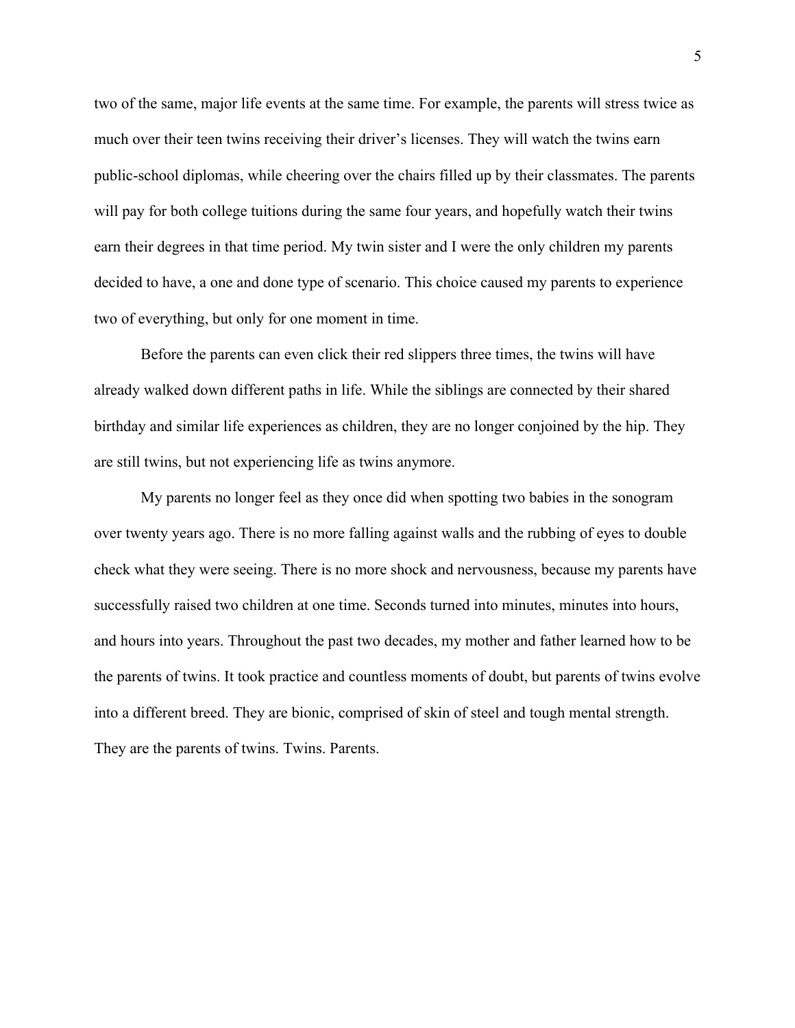two of the same, major life events at the same time. For example, the parents will stress twice as much over their teen twins receiving their driver's licenses. They will watch the twins earn public-school diplomas, while cheering over the chairs filled up by their classmates. The parents will pay for both college tuitions during the same four years, and hopefully watch their twins earn their degrees in that time period. My twin sister and I were the only children my parents decided to have, a one and done type of scenario. This choice caused my parents to experience two of everything, but only for one moment in time.

Before the parents can even click their red slippers three times, the twins will have already walked down different paths in life. While the siblings are connected by their shared birthday and similar life experiences as children, they are no longer conjoined by the hip. They are still twins, but not experiencing life as twins anymore.

My parents no longer feel as they once did when spotting two babies in the sonogram over twenty years ago. There is no more falling against walls and the rubbing of eyes to double check what they were seeing. There is no more shock and nervousness, because my parents have successfully raised two children at one time. Seconds turned into minutes, minutes into hours, and hours into years. Throughout the past two decades, my mother and father learned how to be the parents of twins. It took practice and countless moments of doubt, but parents of twins evolve into a different breed. They are bionic, comprised of skin of steel and tough mental strength. They are the parents of twins. Twins. Parents.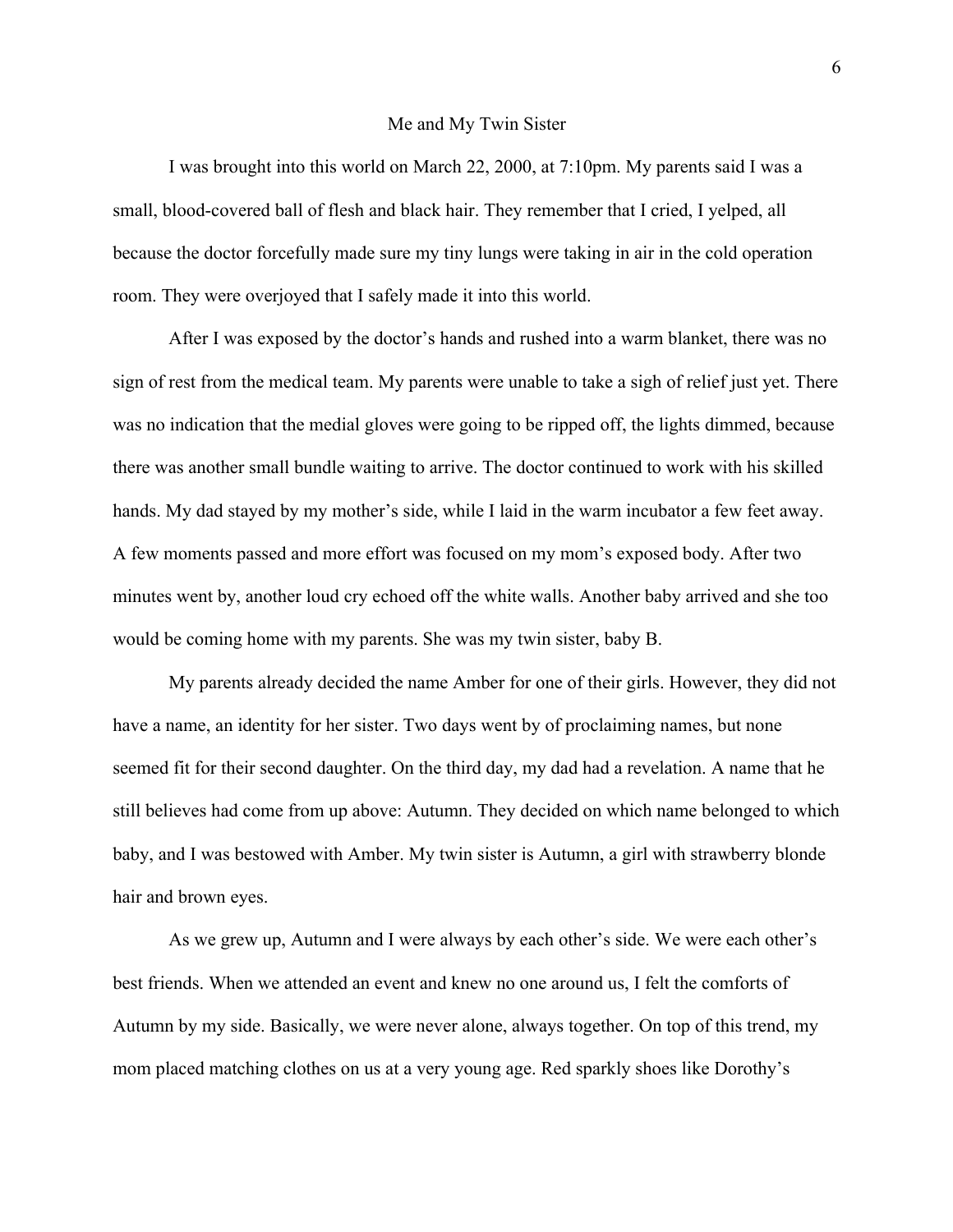# Me and My Twin Sister

I was brought into this world on March 22, 2000, at 7:10pm. My parents said I was a small, blood-covered ball of flesh and black hair. They remember that I cried, I yelped, all because the doctor forcefully made sure my tiny lungs were taking in air in the cold operation room. They were overjoyed that I safely made it into this world.

After I was exposed by the doctor's hands and rushed into a warm blanket, there was no sign of rest from the medical team. My parents were unable to take a sigh of relief just yet. There was no indication that the medial gloves were going to be ripped off, the lights dimmed, because there was another small bundle waiting to arrive. The doctor continued to work with his skilled hands. My dad stayed by my mother's side, while I laid in the warm incubator a few feet away. A few moments passed and more effort was focused on my mom's exposed body. After two minutes went by, another loud cry echoed off the white walls. Another baby arrived and she too would be coming home with my parents. She was my twin sister, baby B.

My parents already decided the name Amber for one of their girls. However, they did not have a name, an identity for her sister. Two days went by of proclaiming names, but none seemed fit for their second daughter. On the third day, my dad had a revelation. A name that he still believes had come from up above: Autumn. They decided on which name belonged to which baby, and I was bestowed with Amber. My twin sister is Autumn, a girl with strawberry blonde hair and brown eyes.

As we grew up, Autumn and I were always by each other's side. We were each other's best friends. When we attended an event and knew no one around us, I felt the comforts of Autumn by my side. Basically, we were never alone, always together. On top of this trend, my mom placed matching clothes on us at a very young age. Red sparkly shoes like Dorothy's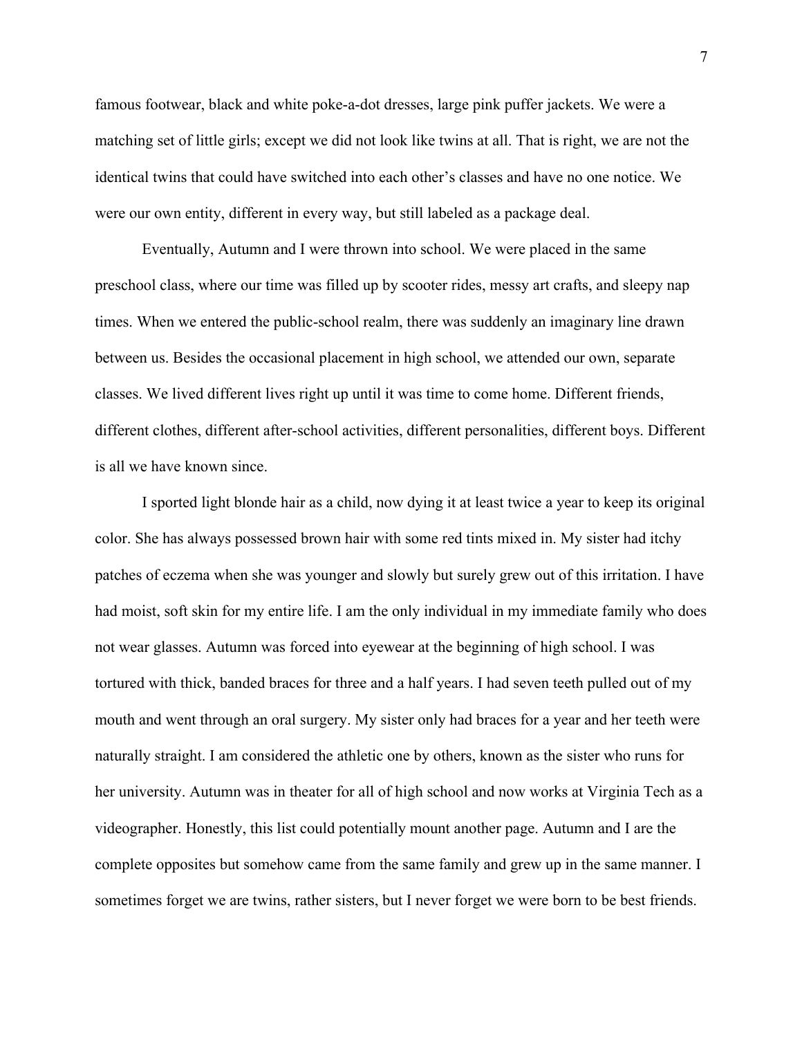famous footwear, black and white poke-a-dot dresses, large pink puffer jackets. We were a matching set of little girls; except we did not look like twins at all. That is right, we are not the identical twins that could have switched into each other's classes and have no one notice. We were our own entity, different in every way, but still labeled as a package deal.

Eventually, Autumn and I were thrown into school. We were placed in the same preschool class, where our time was filled up by scooter rides, messy art crafts, and sleepy nap times. When we entered the public-school realm, there was suddenly an imaginary line drawn between us. Besides the occasional placement in high school, we attended our own, separate classes. We lived different lives right up until it was time to come home. Different friends, different clothes, different after-school activities, different personalities, different boys. Different is all we have known since.

I sported light blonde hair as a child, now dying it at least twice a year to keep its original color. She has always possessed brown hair with some red tints mixed in. My sister had itchy patches of eczema when she was younger and slowly but surely grew out of this irritation. I have had moist, soft skin for my entire life. I am the only individual in my immediate family who does not wear glasses. Autumn was forced into eyewear at the beginning of high school. I was tortured with thick, banded braces for three and a half years. I had seven teeth pulled out of my mouth and went through an oral surgery. My sister only had braces for a year and her teeth were naturally straight. I am considered the athletic one by others, known as the sister who runs for her university. Autumn was in theater for all of high school and now works at Virginia Tech as a videographer. Honestly, this list could potentially mount another page. Autumn and I are the complete opposites but somehow came from the same family and grew up in the same manner. I sometimes forget we are twins, rather sisters, but I never forget we were born to be best friends.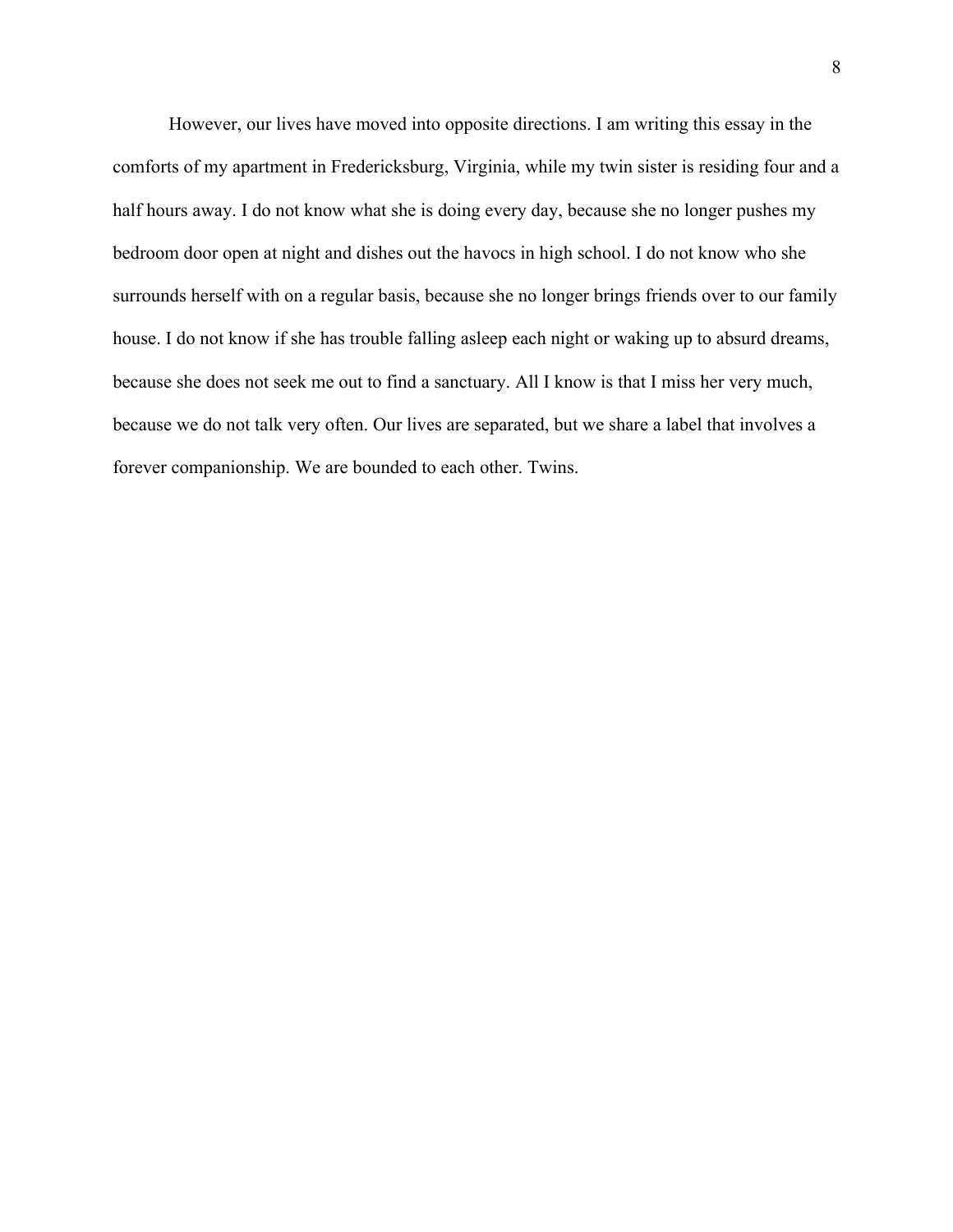However, our lives have moved into opposite directions. I am writing this essay in the comforts of my apartment in Fredericksburg, Virginia, while my twin sister is residing four and a half hours away. I do not know what she is doing every day, because she no longer pushes my bedroom door open at night and dishes out the havocs in high school. I do not know who she surrounds herself with on a regular basis, because she no longer brings friends over to our family house. I do not know if she has trouble falling asleep each night or waking up to absurd dreams, because she does not seek me out to find a sanctuary. All I know is that I miss her very much, because we do not talk very often. Our lives are separated, but we share a label that involves a forever companionship. We are bounded to each other. Twins.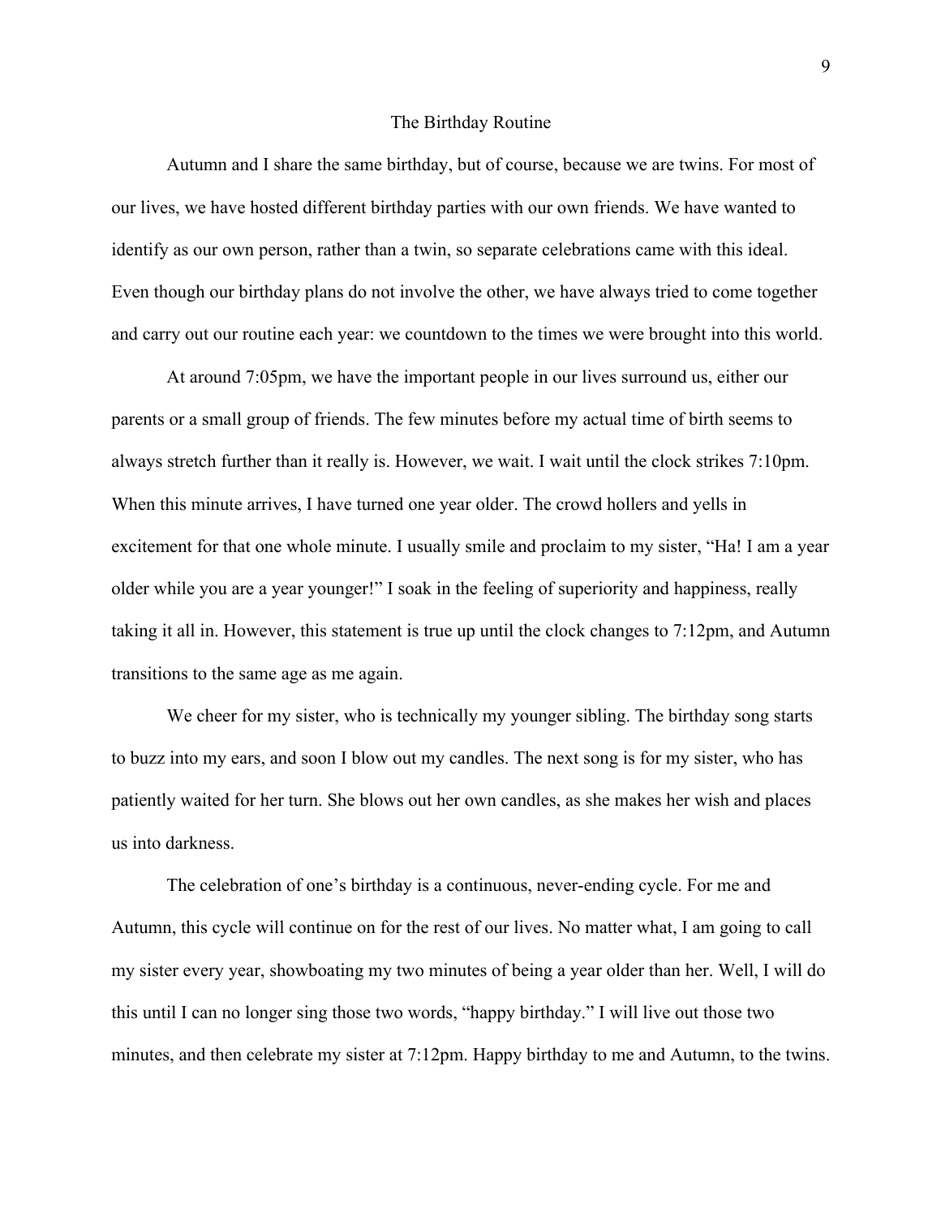# The Birthday Routine

Autumn and I share the same birthday, but of course, because we are twins. For most of our lives, we have hosted different birthday parties with our own friends. We have wanted to identify as our own person, rather than a twin, so separate celebrations came with this ideal. Even though our birthday plans do not involve the other, we have always tried to come together and carry out our routine each year: we countdown to the times we were brought into this world.

At around 7:05pm, we have the important people in our lives surround us, either our parents or a small group of friends. The few minutes before my actual time of birth seems to always stretch further than it really is. However, we wait. I wait until the clock strikes 7:10pm. When this minute arrives, I have turned one year older. The crowd hollers and yells in excitement for that one whole minute. I usually smile and proclaim to my sister, "Ha! I am a year older while you are a year younger!" I soak in the feeling of superiority and happiness, really taking it all in. However, this statement is true up until the clock changes to 7:12pm, and Autumn transitions to the same age as me again.

We cheer for my sister, who is technically my younger sibling. The birthday song starts to buzz into my ears, and soon I blow out my candles. The next song is for my sister, who has patiently waited for her turn. She blows out her own candles, as she makes her wish and places us into darkness.

The celebration of one's birthday is a continuous, never-ending cycle. For me and Autumn, this cycle will continue on for the rest of our lives. No matter what, I am going to call my sister every year, showboating my two minutes of being a year older than her. Well, I will do this until I can no longer sing those two words, "happy birthday." I will live out those two minutes, and then celebrate my sister at 7:12pm. Happy birthday to me and Autumn, to the twins.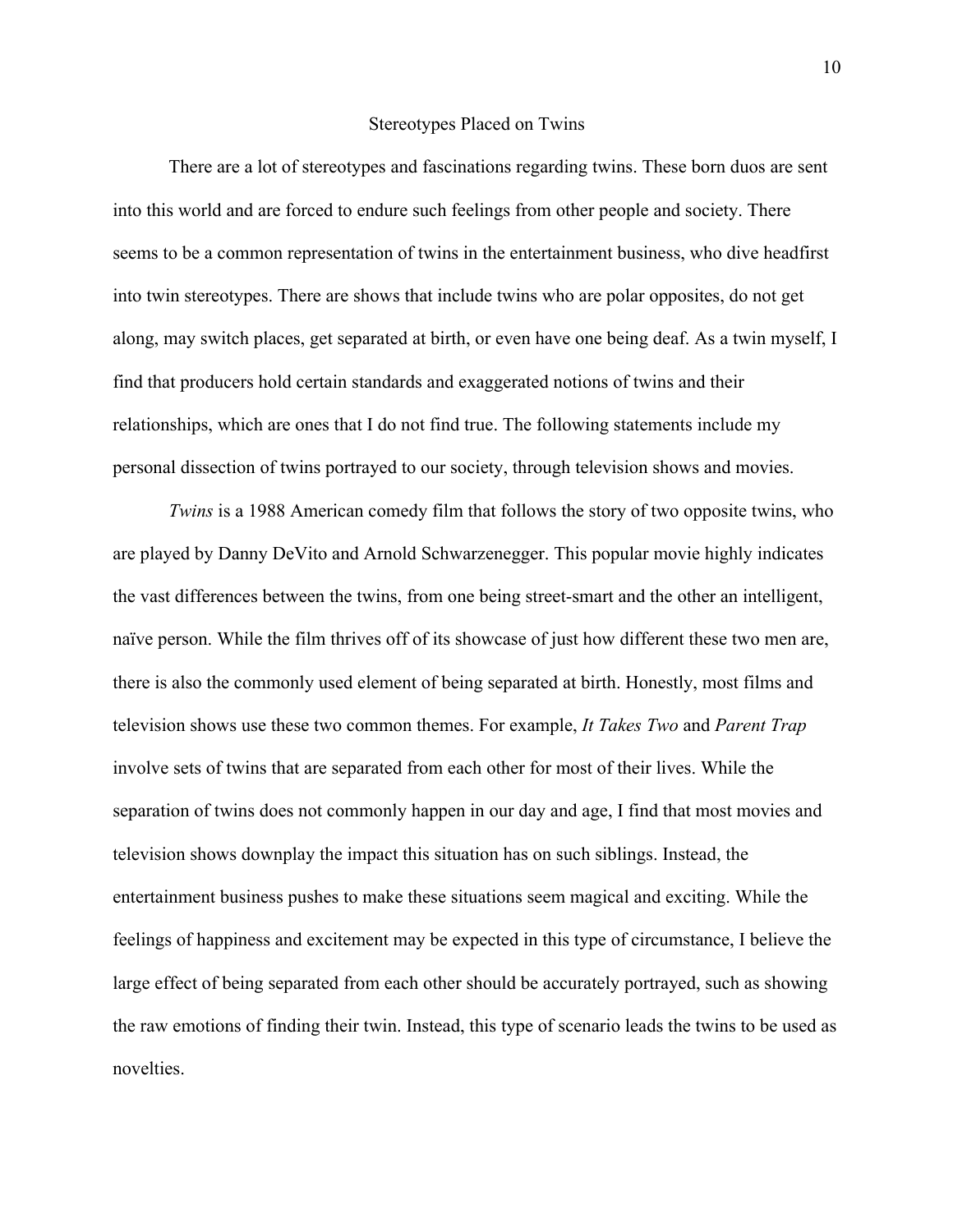## Stereotypes Placed on Twins

There are a lot of stereotypes and fascinations regarding twins. These born duos are sent into this world and are forced to endure such feelings from other people and society. There seems to be a common representation of twins in the entertainment business, who dive headfirst into twin stereotypes. There are shows that include twins who are polar opposites, do not get along, may switch places, get separated at birth, or even have one being deaf. As a twin myself, I find that producers hold certain standards and exaggerated notions of twins and their relationships, which are ones that I do not find true. The following statements include my personal dissection of twins portrayed to our society, through television shows and movies.

*Twins* is a 1988 American comedy film that follows the story of two opposite twins, who are played by Danny DeVito and Arnold Schwarzenegger. This popular movie highly indicates the vast differences between the twins, from one being street-smart and the other an intelligent, naïve person. While the film thrives off of its showcase of just how different these two men are, there is also the commonly used element of being separated at birth. Honestly, most films and television shows use these two common themes. For example, *It Takes Two* and *Parent Trap* involve sets of twins that are separated from each other for most of their lives. While the separation of twins does not commonly happen in our day and age, I find that most movies and television shows downplay the impact this situation has on such siblings. Instead, the entertainment business pushes to make these situations seem magical and exciting. While the feelings of happiness and excitement may be expected in this type of circumstance, I believe the large effect of being separated from each other should be accurately portrayed, such as showing the raw emotions of finding their twin. Instead, this type of scenario leads the twins to be used as novelties.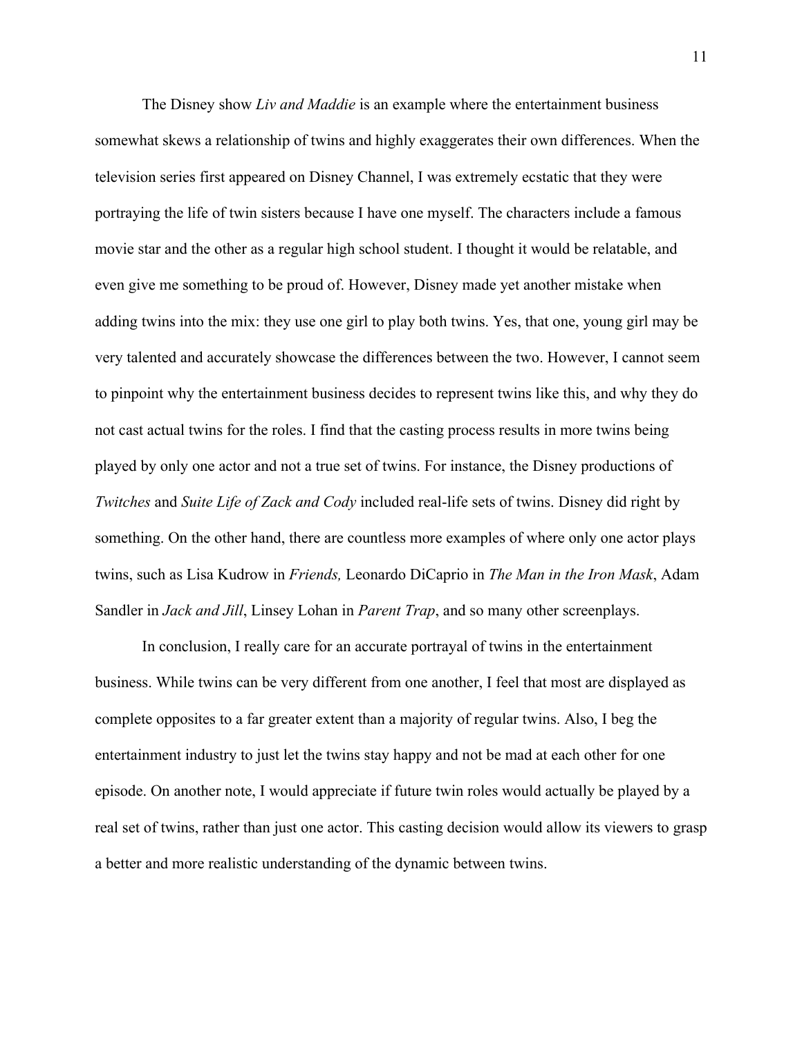The Disney show *Liv and Maddie* is an example where the entertainment business somewhat skews a relationship of twins and highly exaggerates their own differences. When the television series first appeared on Disney Channel, I was extremely ecstatic that they were portraying the life of twin sisters because I have one myself. The characters include a famous movie star and the other as a regular high school student. I thought it would be relatable, and even give me something to be proud of. However, Disney made yet another mistake when adding twins into the mix: they use one girl to play both twins. Yes, that one, young girl may be very talented and accurately showcase the differences between the two. However, I cannot seem to pinpoint why the entertainment business decides to represent twins like this, and why they do not cast actual twins for the roles. I find that the casting process results in more twins being played by only one actor and not a true set of twins. For instance, the Disney productions of *Twitches* and *Suite Life of Zack and Cody* included real-life sets of twins. Disney did right by something. On the other hand, there are countless more examples of where only one actor plays twins, such as Lisa Kudrow in *Friends,* Leonardo DiCaprio in *The Man in the Iron Mask*, Adam Sandler in *Jack and Jill*, Linsey Lohan in *Parent Trap*, and so many other screenplays.

In conclusion, I really care for an accurate portrayal of twins in the entertainment business. While twins can be very different from one another, I feel that most are displayed as complete opposites to a far greater extent than a majority of regular twins. Also, I beg the entertainment industry to just let the twins stay happy and not be mad at each other for one episode. On another note, I would appreciate if future twin roles would actually be played by a real set of twins, rather than just one actor. This casting decision would allow its viewers to grasp a better and more realistic understanding of the dynamic between twins.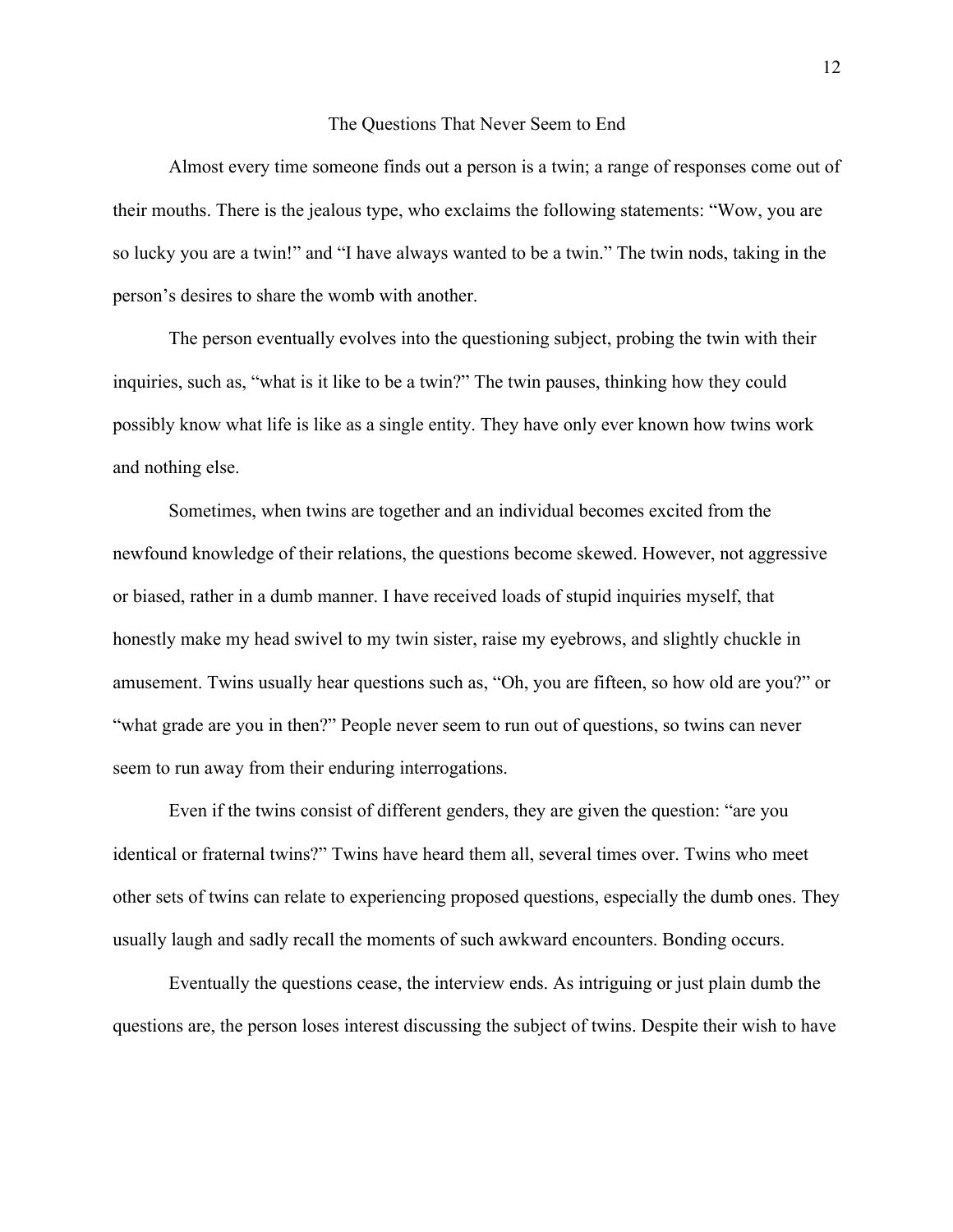## The Questions That Never Seem to End

Almost every time someone finds out a person is a twin; a range of responses come out of their mouths. There is the jealous type, who exclaims the following statements: "Wow, you are so lucky you are a twin!" and "I have always wanted to be a twin." The twin nods, taking in the person's desires to share the womb with another.

The person eventually evolves into the questioning subject, probing the twin with their inquiries, such as, "what is it like to be a twin?" The twin pauses, thinking how they could possibly know what life is like as a single entity. They have only ever known how twins work and nothing else.

Sometimes, when twins are together and an individual becomes excited from the newfound knowledge of their relations, the questions become skewed. However, not aggressive or biased, rather in a dumb manner. I have received loads of stupid inquiries myself, that honestly make my head swivel to my twin sister, raise my eyebrows, and slightly chuckle in amusement. Twins usually hear questions such as, "Oh, you are fifteen, so how old are you?" or "what grade are you in then?" People never seem to run out of questions, so twins can never seem to run away from their enduring interrogations.

Even if the twins consist of different genders, they are given the question: "are you identical or fraternal twins?" Twins have heard them all, several times over. Twins who meet other sets of twins can relate to experiencing proposed questions, especially the dumb ones. They usually laugh and sadly recall the moments of such awkward encounters. Bonding occurs.

Eventually the questions cease, the interview ends. As intriguing or just plain dumb the questions are, the person loses interest discussing the subject of twins. Despite their wish to have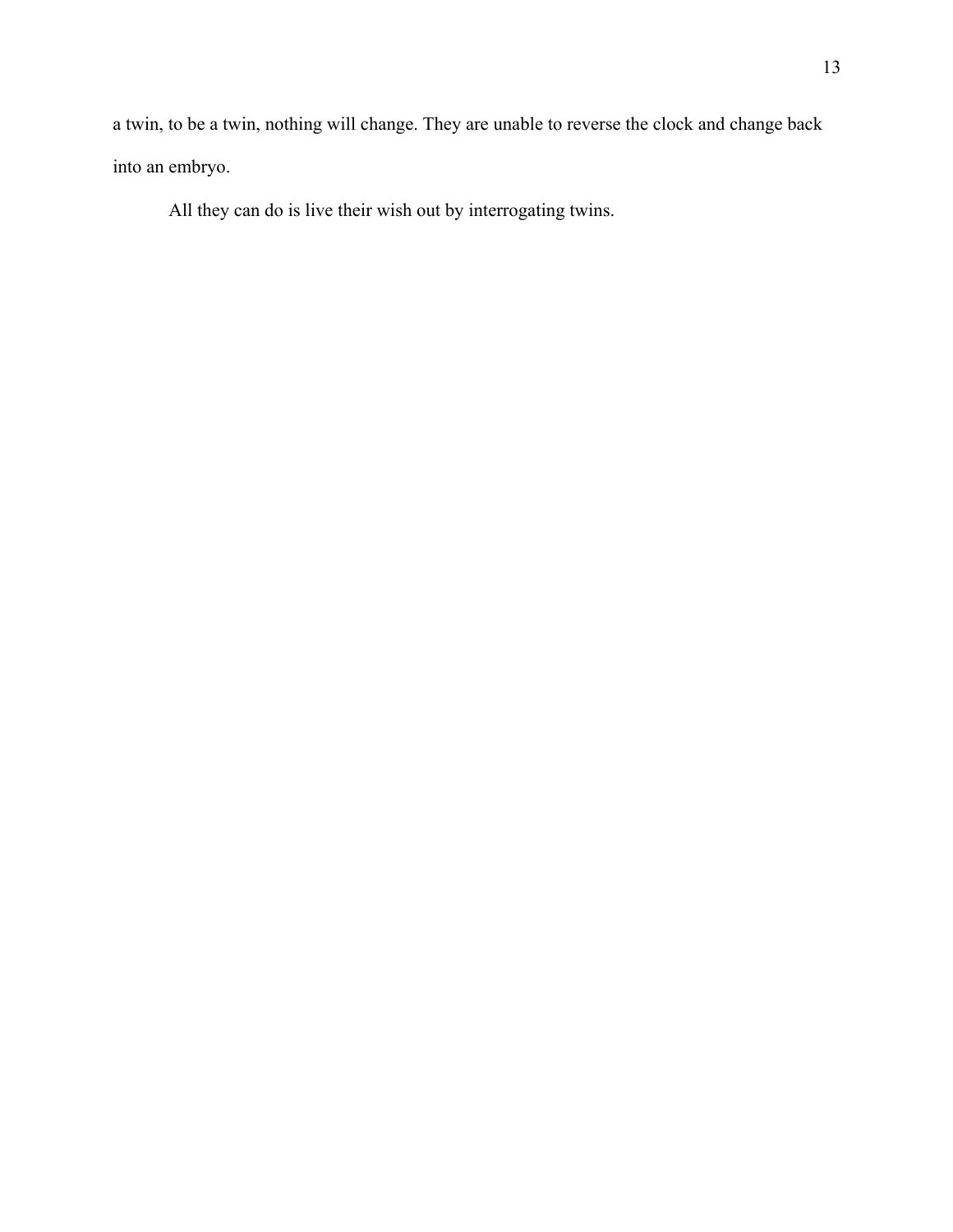a twin, to be a twin, nothing will change. They are unable to reverse the clock and change back into an embryo.

All they can do is live their wish out by interrogating twins.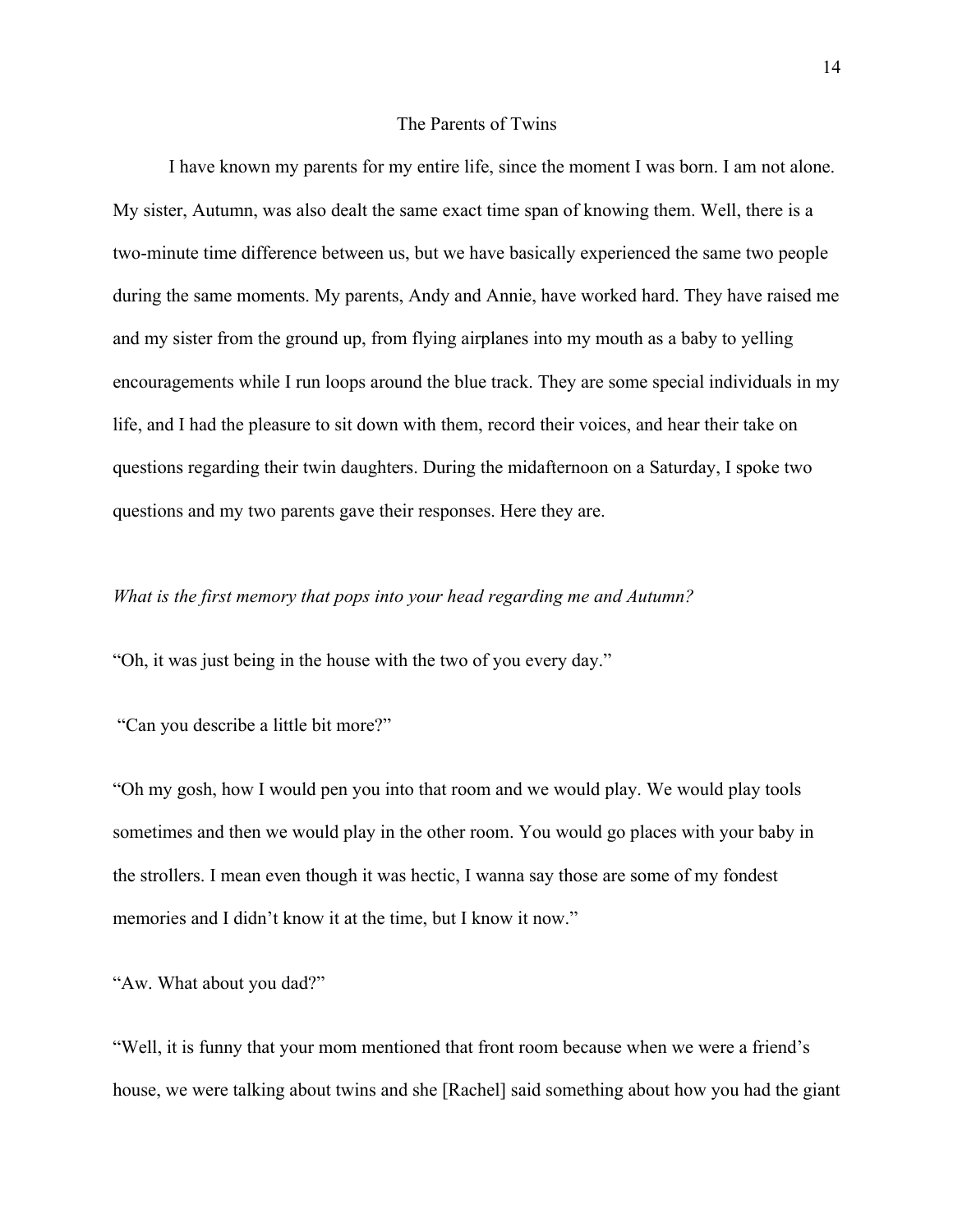# The Parents of Twins

I have known my parents for my entire life, since the moment I was born. I am not alone. My sister, Autumn, was also dealt the same exact time span of knowing them. Well, there is a two-minute time difference between us, but we have basically experienced the same two people during the same moments. My parents, Andy and Annie, have worked hard. They have raised me and my sister from the ground up, from flying airplanes into my mouth as a baby to yelling encouragements while I run loops around the blue track. They are some special individuals in my life, and I had the pleasure to sit down with them, record their voices, and hear their take on questions regarding their twin daughters. During the midafternoon on a Saturday, I spoke two questions and my two parents gave their responses. Here they are.

*What is the first memory that pops into your head regarding me and Autumn?*

"Oh, it was just being in the house with the two of you every day."

"Can you describe a little bit more?"

"Oh my gosh, how I would pen you into that room and we would play. We would play tools sometimes and then we would play in the other room. You would go places with your baby in the strollers. I mean even though it was hectic, I wanna say those are some of my fondest memories and I didn't know it at the time, but I know it now."

"Aw. What about you dad?"

"Well, it is funny that your mom mentioned that front room because when we were a friend's house, we were talking about twins and she [Rachel] said something about how you had the giant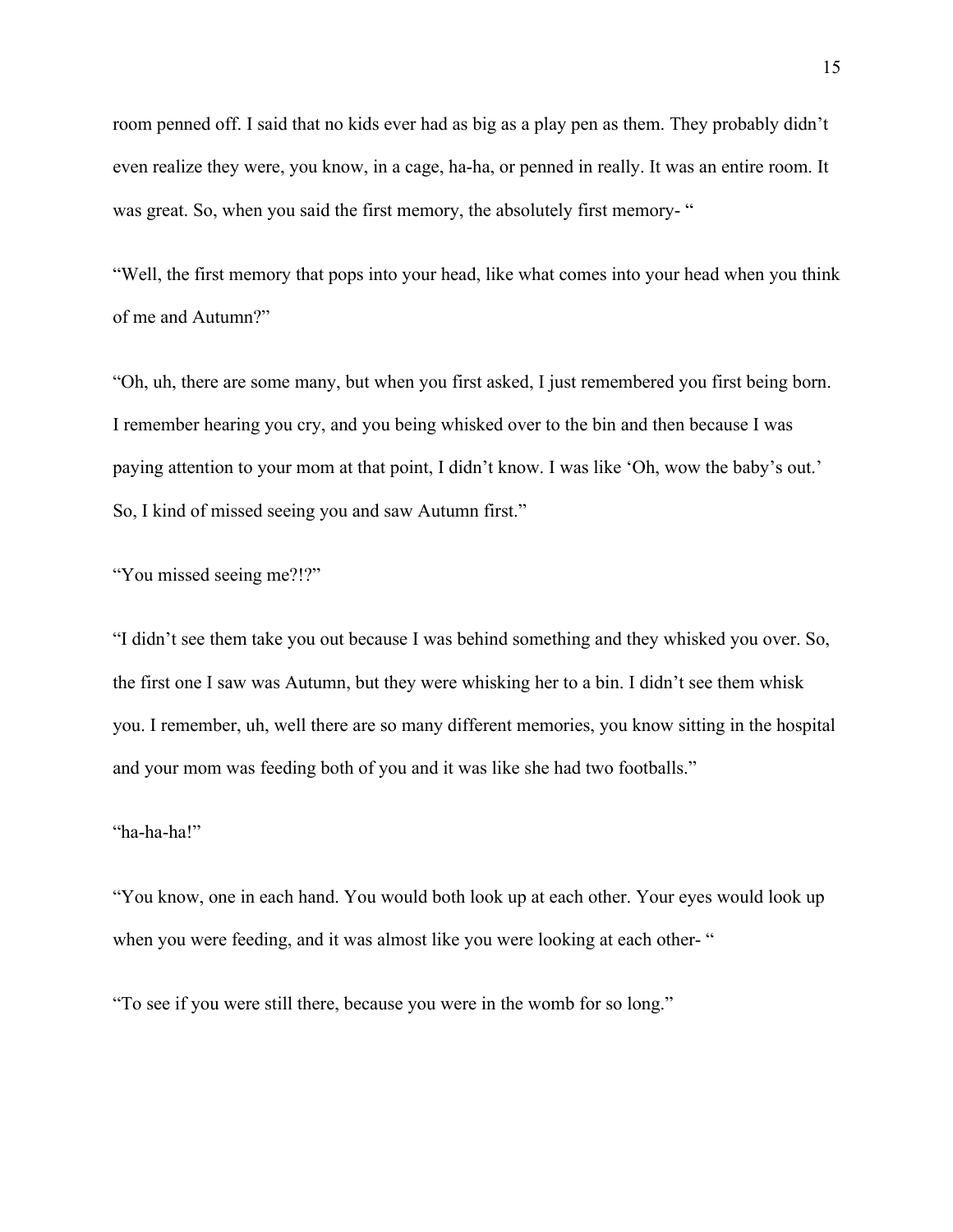room penned off. I said that no kids ever had as big as a play pen as them. They probably didn't even realize they were, you know, in a cage, ha-ha, or penned in really. It was an entire room. It was great. So, when you said the first memory, the absolutely first memory- "

"Well, the first memory that pops into your head, like what comes into your head when you think of me and Autumn?"

"Oh, uh, there are some many, but when you first asked, I just remembered you first being born. I remember hearing you cry, and you being whisked over to the bin and then because I was paying attention to your mom at that point, I didn't know. I was like 'Oh, wow the baby's out.' So, I kind of missed seeing you and saw Autumn first."

"You missed seeing me?!?"

"I didn't see them take you out because I was behind something and they whisked you over. So, the first one I saw was Autumn, but they were whisking her to a bin. I didn't see them whisk you. I remember, uh, well there are so many different memories, you know sitting in the hospital and your mom was feeding both of you and it was like she had two footballs."

"ha-ha-ha!"

"You know, one in each hand. You would both look up at each other. Your eyes would look up when you were feeding, and it was almost like you were looking at each other- "

"To see if you were still there, because you were in the womb for so long."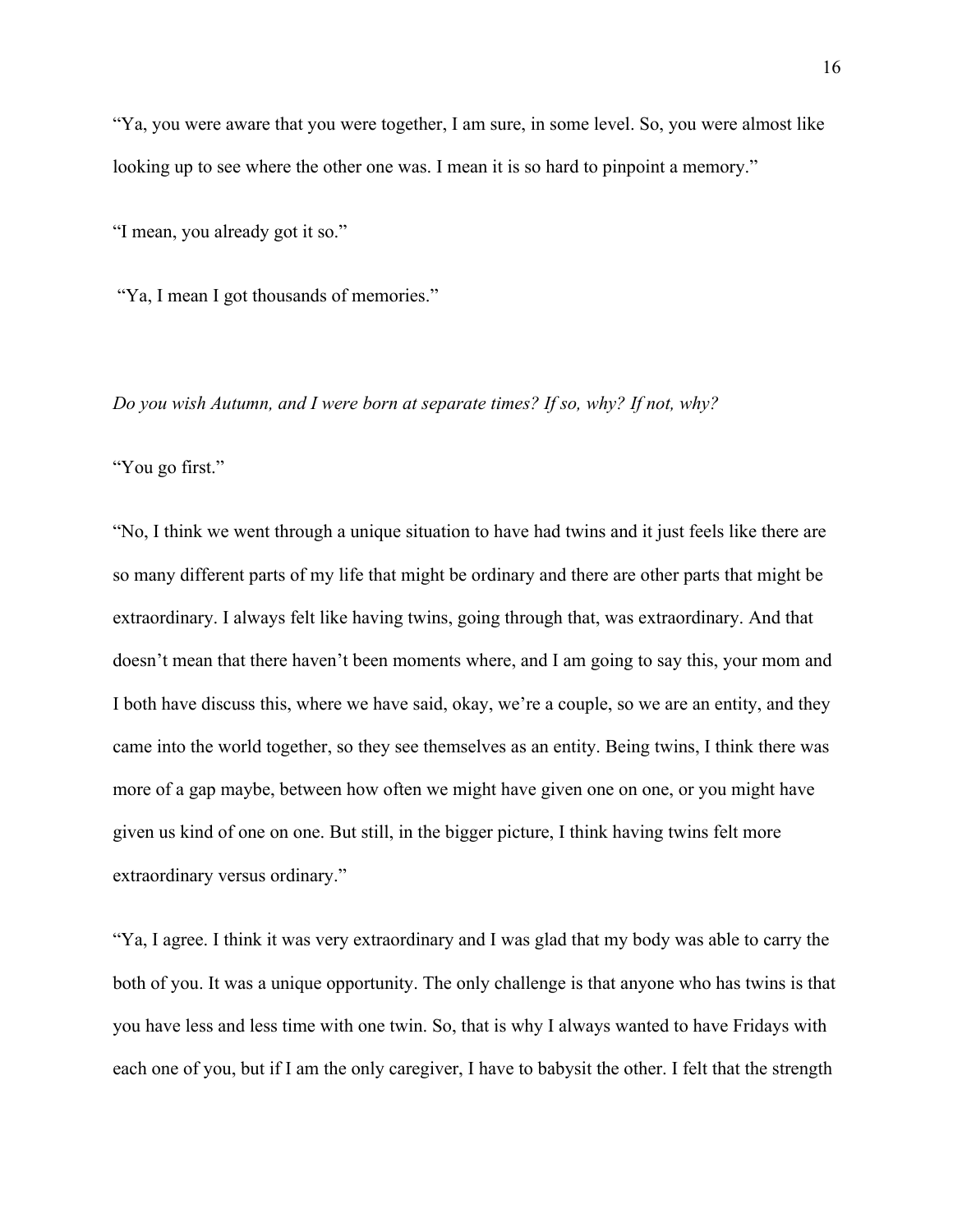"Ya, you were aware that you were together, I am sure, in some level. So, you were almost like looking up to see where the other one was. I mean it is so hard to pinpoint a memory."

"I mean, you already got it so."

"Ya, I mean I got thousands of memories."

*Do you wish Autumn, and I were born at separate times? If so, why? If not, why?*

"You go first."

"No, I think we went through a unique situation to have had twins and it just feels like there are so many different parts of my life that might be ordinary and there are other parts that might be extraordinary. I always felt like having twins, going through that, was extraordinary. And that doesn't mean that there haven't been moments where, and I am going to say this, your mom and I both have discuss this, where we have said, okay, we're a couple, so we are an entity, and they came into the world together, so they see themselves as an entity. Being twins, I think there was more of a gap maybe, between how often we might have given one on one, or you might have given us kind of one on one. But still, in the bigger picture, I think having twins felt more extraordinary versus ordinary."

"Ya, I agree. I think it was very extraordinary and I was glad that my body was able to carry the both of you. It was a unique opportunity. The only challenge is that anyone who has twins is that you have less and less time with one twin. So, that is why I always wanted to have Fridays with each one of you, but if I am the only caregiver, I have to babysit the other. I felt that the strength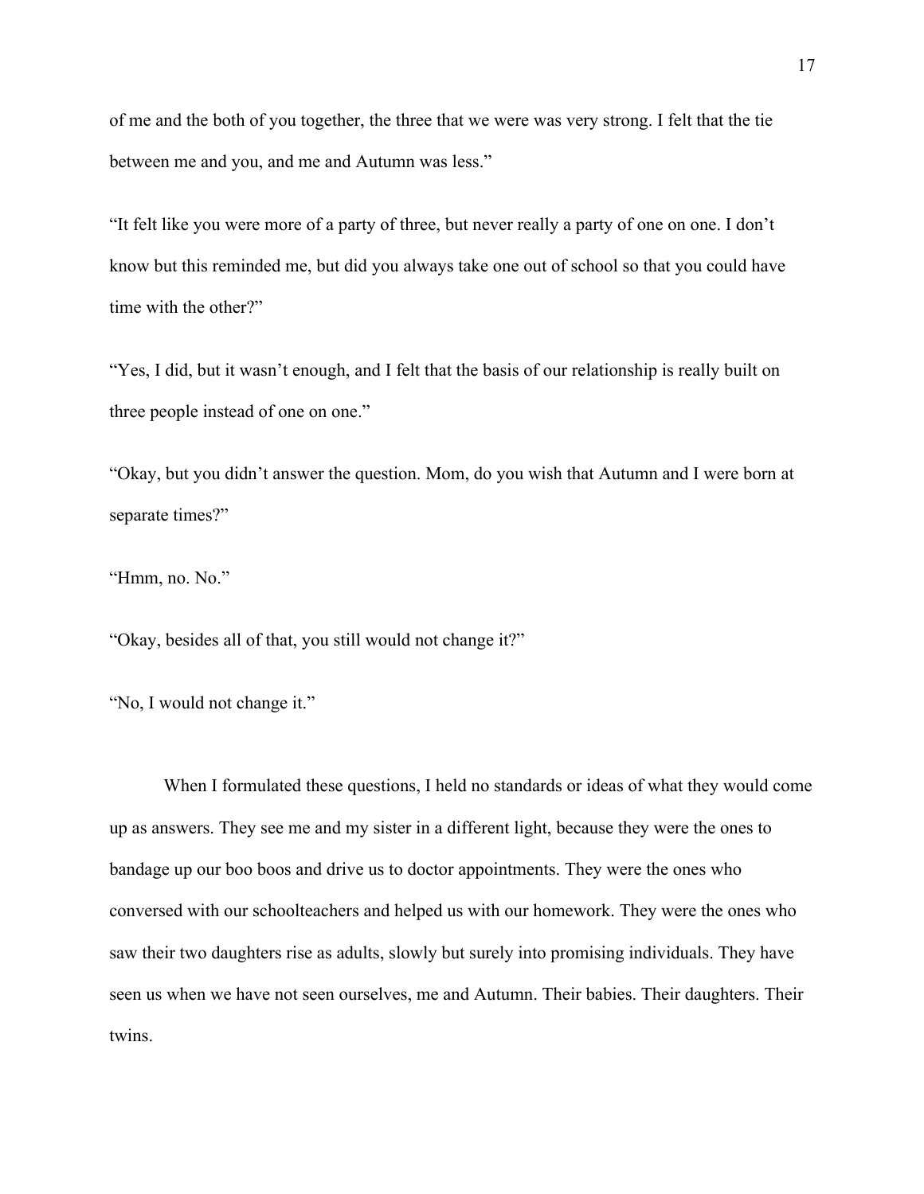of me and the both of you together, the three that we were was very strong. I felt that the tie between me and you, and me and Autumn was less."

"It felt like you were more of a party of three, but never really a party of one on one. I don't know but this reminded me, but did you always take one out of school so that you could have time with the other?"

"Yes, I did, but it wasn't enough, and I felt that the basis of our relationship is really built on three people instead of one on one."

"Okay, but you didn't answer the question. Mom, do you wish that Autumn and I were born at separate times?"

"Hmm, no. No."

"Okay, besides all of that, you still would not change it?"

"No, I would not change it."

When I formulated these questions, I held no standards or ideas of what they would come up as answers. They see me and my sister in a different light, because they were the ones to bandage up our boo boos and drive us to doctor appointments. They were the ones who conversed with our schoolteachers and helped us with our homework. They were the ones who saw their two daughters rise as adults, slowly but surely into promising individuals. They have seen us when we have not seen ourselves, me and Autumn. Their babies. Their daughters. Their twins.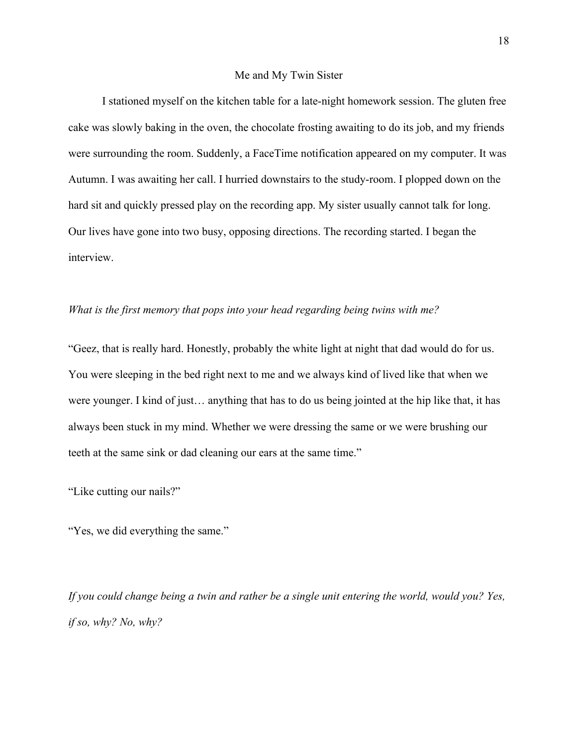## Me and My Twin Sister

I stationed myself on the kitchen table for a late-night homework session. The gluten free cake was slowly baking in the oven, the chocolate frosting awaiting to do its job, and my friends were surrounding the room. Suddenly, a FaceTime notification appeared on my computer. It was Autumn. I was awaiting her call. I hurried downstairs to the study-room. I plopped down on the hard sit and quickly pressed play on the recording app. My sister usually cannot talk for long. Our lives have gone into two busy, opposing directions. The recording started. I began the interview.

*What is the first memory that pops into your head regarding being twins with me?*

"Geez, that is really hard. Honestly, probably the white light at night that dad would do for us. You were sleeping in the bed right next to me and we always kind of lived like that when we were younger. I kind of just… anything that has to do us being jointed at the hip like that, it has always been stuck in my mind. Whether we were dressing the same or we were brushing our teeth at the same sink or dad cleaning our ears at the same time."

"Like cutting our nails?"

"Yes, we did everything the same."

*If you could change being a twin and rather be a single unit entering the world, would you? Yes, if so, why? No, why?*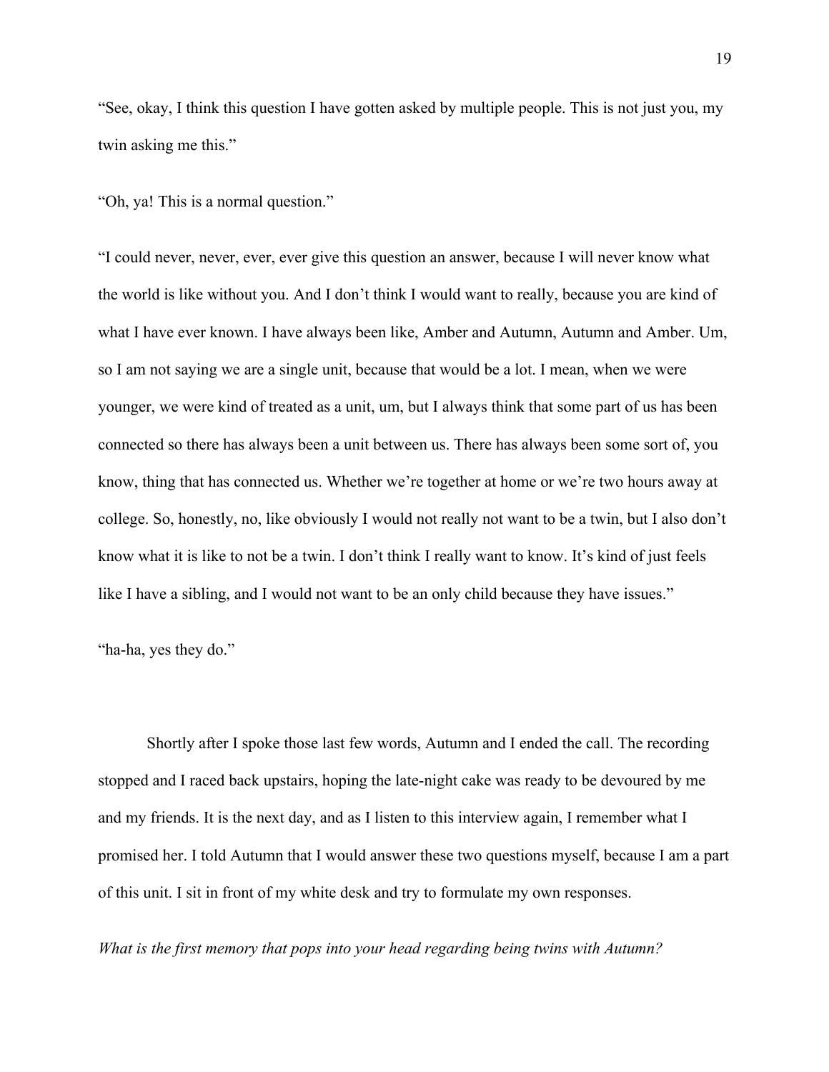"See, okay, I think this question I have gotten asked by multiple people. This is not just you, my twin asking me this."

"Oh, ya! This is a normal question."

"I could never, never, ever, ever give this question an answer, because I will never know what the world is like without you. And I don't think I would want to really, because you are kind of what I have ever known. I have always been like, Amber and Autumn, Autumn and Amber. Um, so I am not saying we are a single unit, because that would be a lot. I mean, when we were younger, we were kind of treated as a unit, um, but I always think that some part of us has been connected so there has always been a unit between us. There has always been some sort of, you know, thing that has connected us. Whether we're together at home or we're two hours away at college. So, honestly, no, like obviously I would not really not want to be a twin, but I also don't know what it is like to not be a twin. I don't think I really want to know. It's kind of just feels like I have a sibling, and I would not want to be an only child because they have issues."

"ha-ha, yes they do."

Shortly after I spoke those last few words, Autumn and I ended the call. The recording stopped and I raced back upstairs, hoping the late-night cake was ready to be devoured by me and my friends. It is the next day, and as I listen to this interview again, I remember what I promised her. I told Autumn that I would answer these two questions myself, because I am a part of this unit. I sit in front of my white desk and try to formulate my own responses.

*What is the first memory that pops into your head regarding being twins with Autumn?*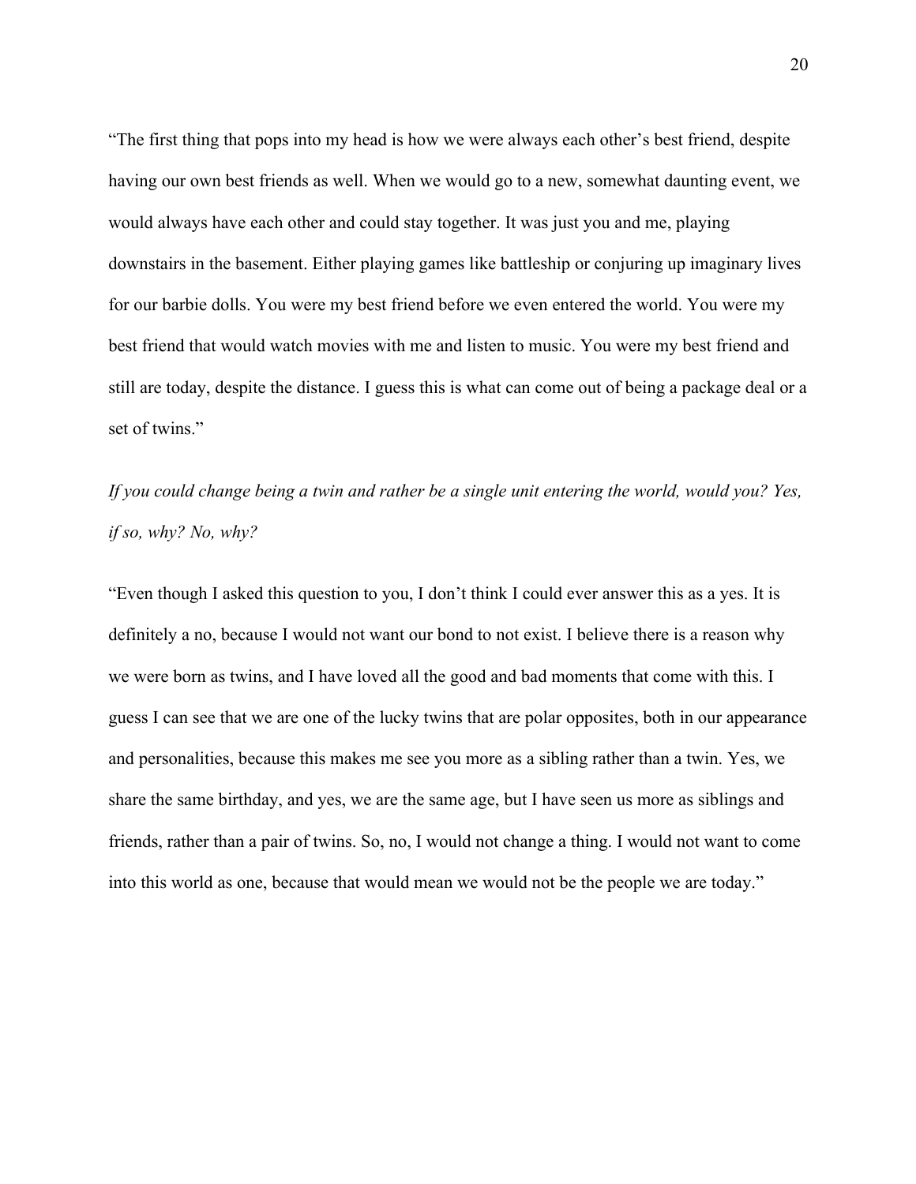“The first thing that pops into my head is how we were always each other’s best friend, despite having our own best friends as well. When we would go to a new, somewhat daunting event, we would always have each other and could stay together. It was just you and me, playing downstairs in the basement. Either playing games like battleship or conjuring up imaginary lives for our barbie dolls. You were my best friend before we even entered the world. You were my best friend that would watch movies with me and listen to music. You were my best friend and still are today, despite the distance. I guess this is what can come out of being a package deal or a set of twins.”

*If you could change being a twin and rather be a single unit entering the world, would you? Yes, if so, why? No, why?*

“Even though I asked this question to you, I don’t think I could ever answer this as a yes. It is definitely a no, because I would not want our bond to not exist. I believe there is a reason why we were born as twins, and I have loved all the good and bad moments that come with this. I guess I can see that we are one of the lucky twins that are polar opposites, both in our appearance and personalities, because this makes me see you more as a sibling rather than a twin. Yes, we share the same birthday, and yes, we are the same age, but I have seen us more as siblings and friends, rather than a pair of twins. So, no, I would not change a thing. I would not want to come into this world as one, because that would mean we would not be the people we are today.”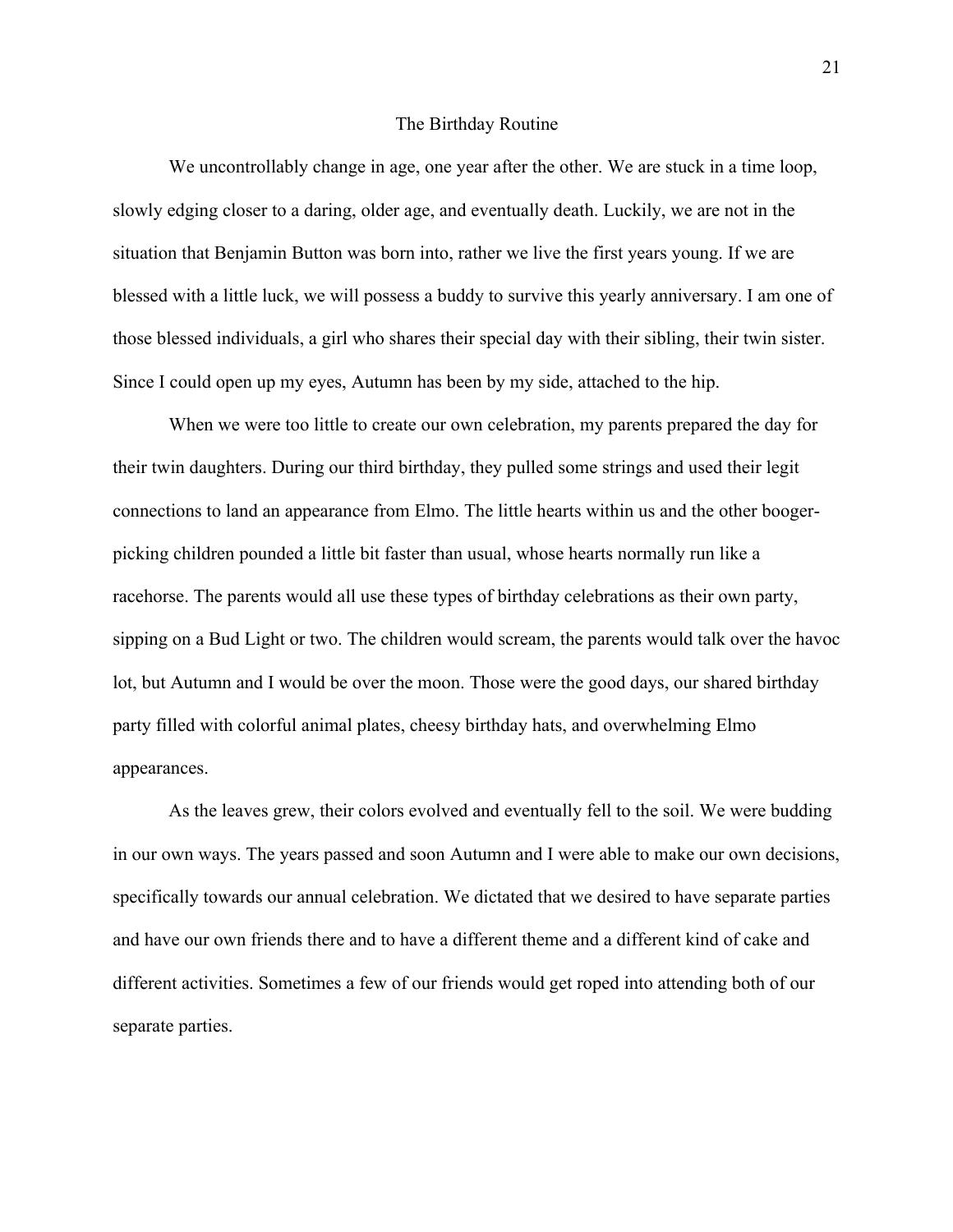# The Birthday Routine

We uncontrollably change in age, one year after the other. We are stuck in a time loop, slowly edging closer to a daring, older age, and eventually death. Luckily, we are not in the situation that Benjamin Button was born into, rather we live the first years young. If we are blessed with a little luck, we will possess a buddy to survive this yearly anniversary. I am one of those blessed individuals, a girl who shares their special day with their sibling, their twin sister. Since I could open up my eyes, Autumn has been by my side, attached to the hip.

When we were too little to create our own celebration, my parents prepared the day for their twin daughters. During our third birthday, they pulled some strings and used their legit connections to land an appearance from Elmo. The little hearts within us and the other booger-picking children pounded a little bit faster than usual, whose hearts normally run like a racehorse. The parents would all use these types of birthday celebrations as their own party, sipping on a Bud Light or two. The children would scream, the parents would talk over the havoc lot, but Autumn and I would be over the moon. Those were the good days, our shared birthday party filled with colorful animal plates, cheesy birthday hats, and overwhelming Elmo appearances.

As the leaves grew, their colors evolved and eventually fell to the soil. We were budding in our own ways. The years passed and soon Autumn and I were able to make our own decisions, specifically towards our annual celebration. We dictated that we desired to have separate parties and have our own friends there and to have a different theme and a different kind of cake and different activities. Sometimes a few of our friends would get roped into attending both of our separate parties.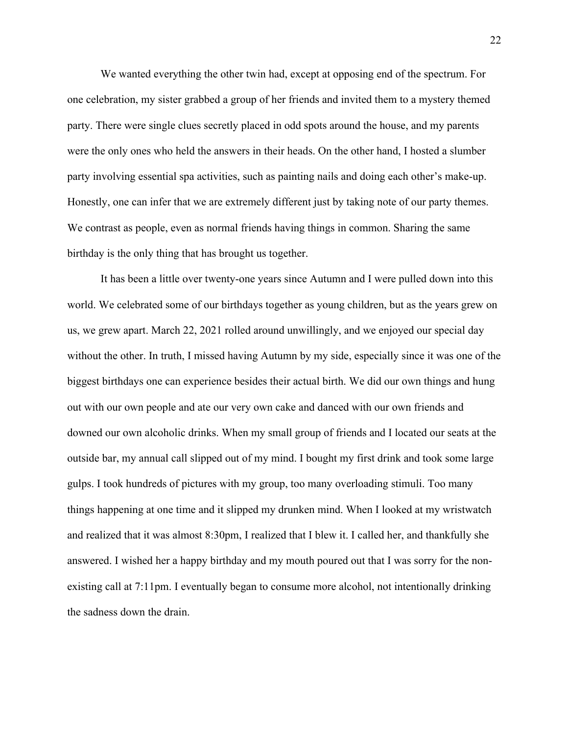We wanted everything the other twin had, except at opposing end of the spectrum. For one celebration, my sister grabbed a group of her friends and invited them to a mystery themed party. There were single clues secretly placed in odd spots around the house, and my parents were the only ones who held the answers in their heads. On the other hand, I hosted a slumber party involving essential spa activities, such as painting nails and doing each other's make-up. Honestly, one can infer that we are extremely different just by taking note of our party themes. We contrast as people, even as normal friends having things in common. Sharing the same birthday is the only thing that has brought us together.

It has been a little over twenty-one years since Autumn and I were pulled down into this world. We celebrated some of our birthdays together as young children, but as the years grew on us, we grew apart. March 22, 2021 rolled around unwillingly, and we enjoyed our special day without the other. In truth, I missed having Autumn by my side, especially since it was one of the biggest birthdays one can experience besides their actual birth. We did our own things and hung out with our own people and ate our very own cake and danced with our own friends and downed our own alcoholic drinks. When my small group of friends and I located our seats at the outside bar, my annual call slipped out of my mind. I bought my first drink and took some large gulps. I took hundreds of pictures with my group, too many overloading stimuli. Too many things happening at one time and it slipped my drunken mind. When I looked at my wristwatch and realized that it was almost 8:30pm, I realized that I blew it. I called her, and thankfully she answered. I wished her a happy birthday and my mouth poured out that I was sorry for the non-existing call at 7:11pm. I eventually began to consume more alcohol, not intentionally drinking the sadness down the drain.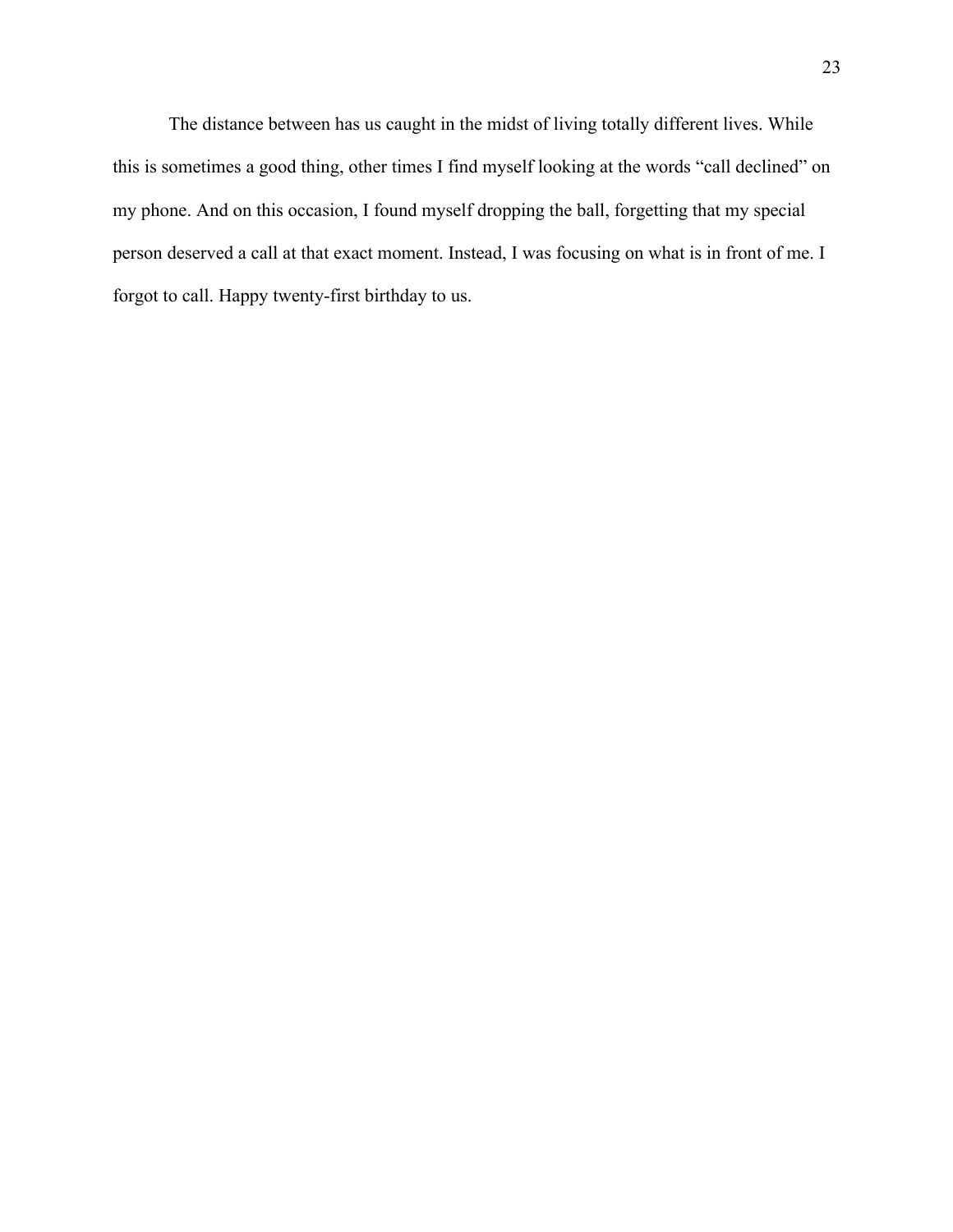The distance between has us caught in the midst of living totally different lives. While this is sometimes a good thing, other times I find myself looking at the words “call declined” on my phone. And on this occasion, I found myself dropping the ball, forgetting that my special person deserved a call at that exact moment. Instead, I was focusing on what is in front of me. I forgot to call. Happy twenty-first birthday to us.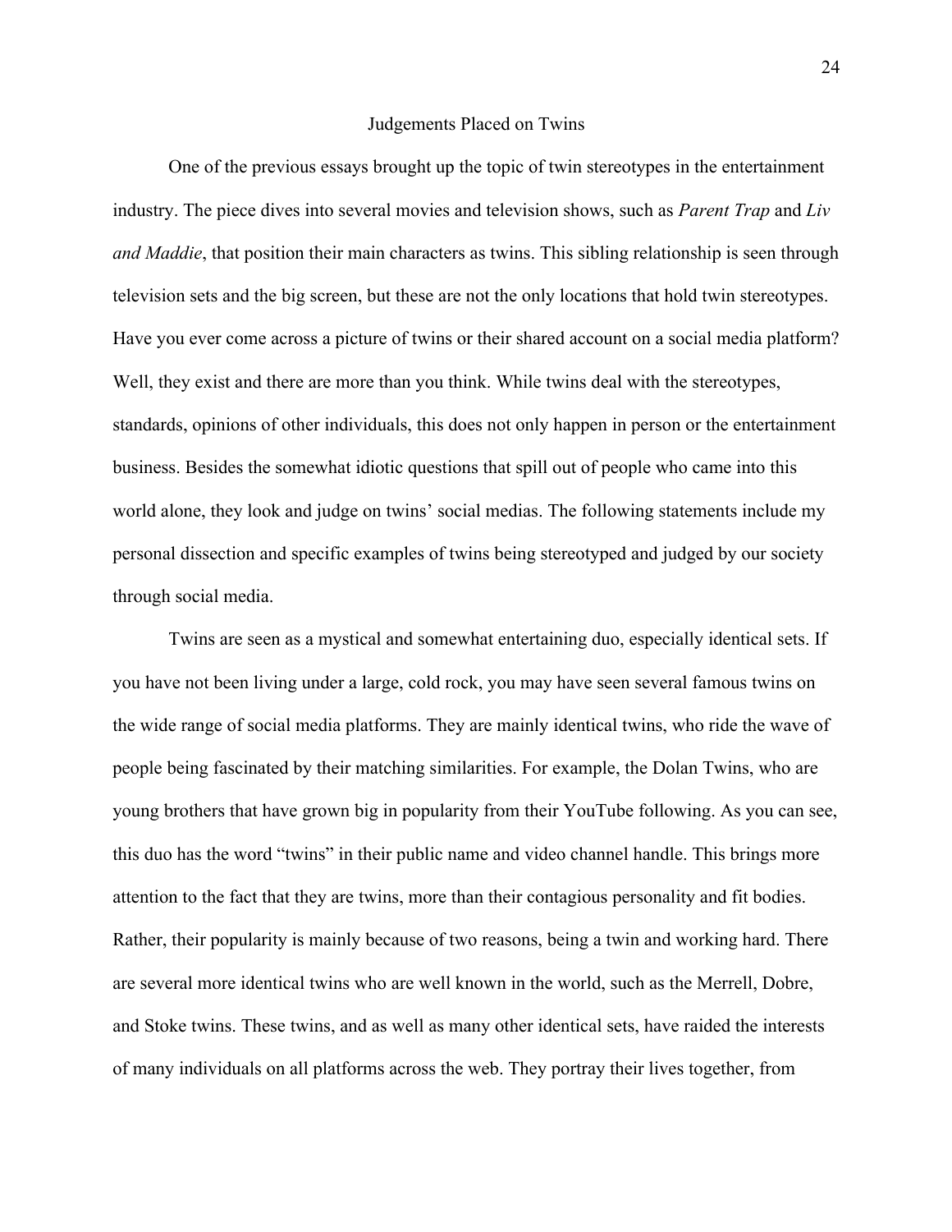# Judgements Placed on Twins

One of the previous essays brought up the topic of twin stereotypes in the entertainment industry. The piece dives into several movies and television shows, such as *Parent Trap* and *Liv and Maddie*, that position their main characters as twins. This sibling relationship is seen through television sets and the big screen, but these are not the only locations that hold twin stereotypes. Have you ever come across a picture of twins or their shared account on a social media platform? Well, they exist and there are more than you think. While twins deal with the stereotypes, standards, opinions of other individuals, this does not only happen in person or the entertainment business. Besides the somewhat idiotic questions that spill out of people who came into this world alone, they look and judge on twins' social medias. The following statements include my personal dissection and specific examples of twins being stereotyped and judged by our society through social media.

Twins are seen as a mystical and somewhat entertaining duo, especially identical sets. If you have not been living under a large, cold rock, you may have seen several famous twins on the wide range of social media platforms. They are mainly identical twins, who ride the wave of people being fascinated by their matching similarities. For example, the Dolan Twins, who are young brothers that have grown big in popularity from their YouTube following. As you can see, this duo has the word "twins" in their public name and video channel handle. This brings more attention to the fact that they are twins, more than their contagious personality and fit bodies. Rather, their popularity is mainly because of two reasons, being a twin and working hard. There are several more identical twins who are well known in the world, such as the Merrell, Dobre, and Stoke twins. These twins, and as well as many other identical sets, have raided the interests of many individuals on all platforms across the web. They portray their lives together, from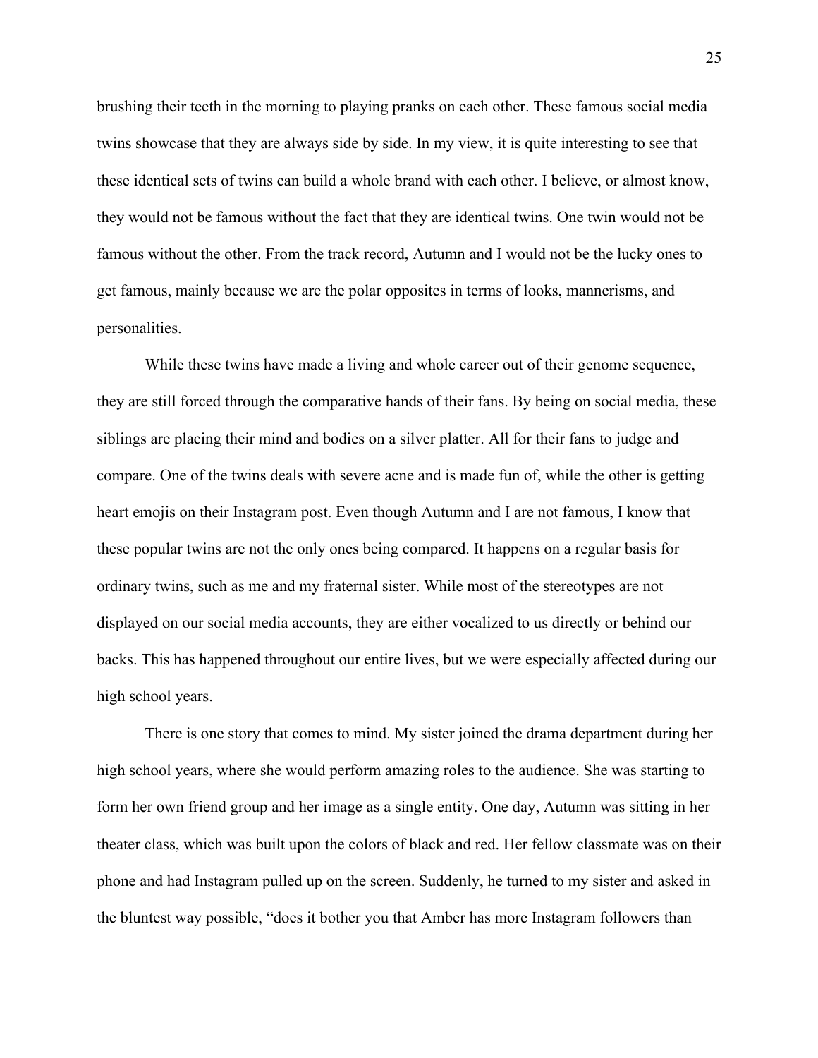brushing their teeth in the morning to playing pranks on each other. These famous social media twins showcase that they are always side by side. In my view, it is quite interesting to see that these identical sets of twins can build a whole brand with each other. I believe, or almost know, they would not be famous without the fact that they are identical twins. One twin would not be famous without the other. From the track record, Autumn and I would not be the lucky ones to get famous, mainly because we are the polar opposites in terms of looks, mannerisms, and personalities.

While these twins have made a living and whole career out of their genome sequence, they are still forced through the comparative hands of their fans. By being on social media, these siblings are placing their mind and bodies on a silver platter. All for their fans to judge and compare. One of the twins deals with severe acne and is made fun of, while the other is getting heart emojis on their Instagram post. Even though Autumn and I are not famous, I know that these popular twins are not the only ones being compared. It happens on a regular basis for ordinary twins, such as me and my fraternal sister. While most of the stereotypes are not displayed on our social media accounts, they are either vocalized to us directly or behind our backs. This has happened throughout our entire lives, but we were especially affected during our high school years.

There is one story that comes to mind. My sister joined the drama department during her high school years, where she would perform amazing roles to the audience. She was starting to form her own friend group and her image as a single entity. One day, Autumn was sitting in her theater class, which was built upon the colors of black and red. Her fellow classmate was on their phone and had Instagram pulled up on the screen. Suddenly, he turned to my sister and asked in the bluntest way possible, "does it bother you that Amber has more Instagram followers than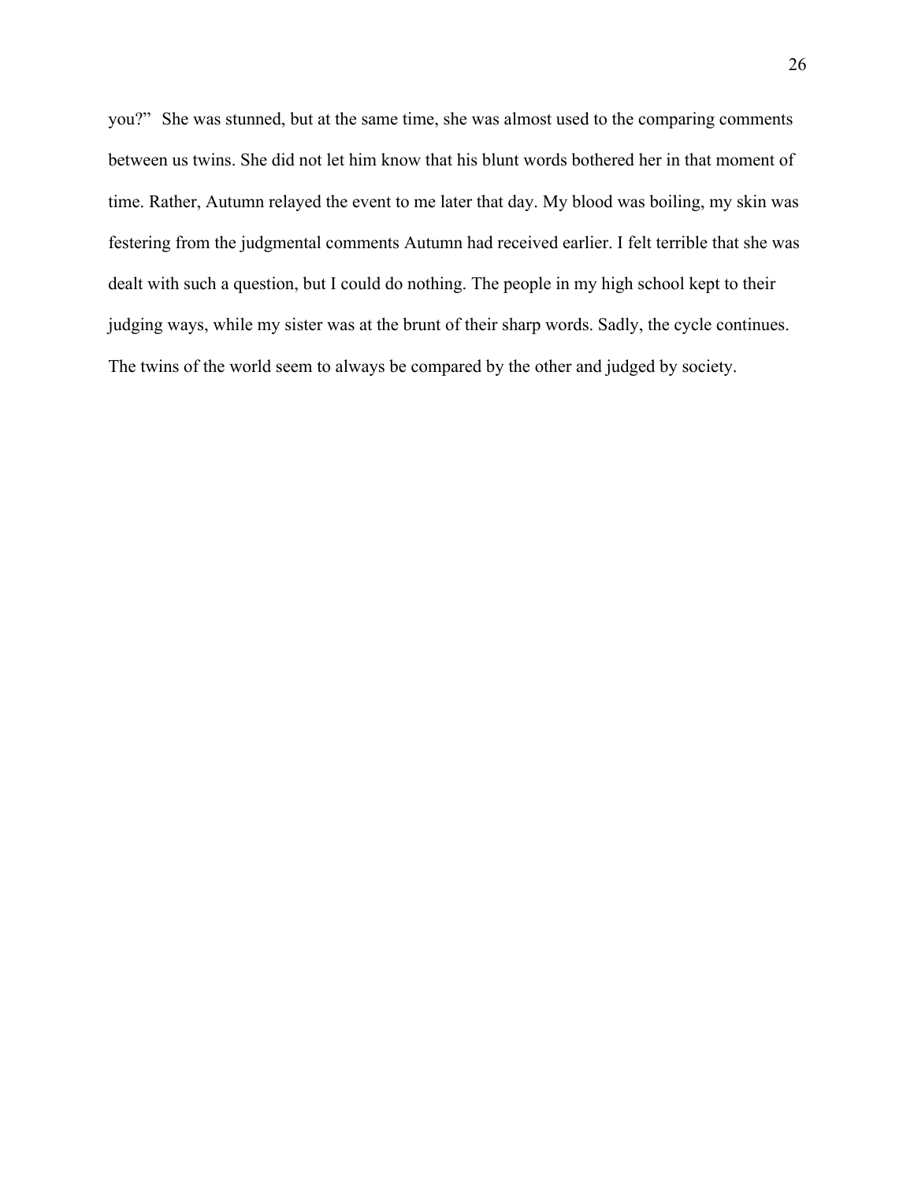you?" She was stunned, but at the same time, she was almost used to the comparing comments between us twins. She did not let him know that his blunt words bothered her in that moment of time. Rather, Autumn relayed the event to me later that day. My blood was boiling, my skin was festering from the judgmental comments Autumn had received earlier. I felt terrible that she was dealt with such a question, but I could do nothing. The people in my high school kept to their judging ways, while my sister was at the brunt of their sharp words. Sadly, the cycle continues. The twins of the world seem to always be compared by the other and judged by society.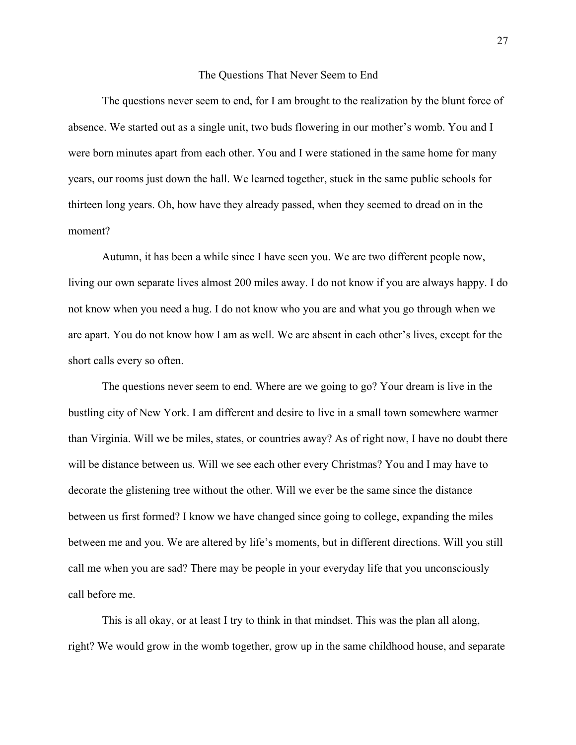## The Questions That Never Seem to End

The questions never seem to end, for I am brought to the realization by the blunt force of absence. We started out as a single unit, two buds flowering in our mother's womb. You and I were born minutes apart from each other. You and I were stationed in the same home for many years, our rooms just down the hall. We learned together, stuck in the same public schools for thirteen long years. Oh, how have they already passed, when they seemed to dread on in the moment?

Autumn, it has been a while since I have seen you. We are two different people now, living our own separate lives almost 200 miles away. I do not know if you are always happy. I do not know when you need a hug. I do not know who you are and what you go through when we are apart. You do not know how I am as well. We are absent in each other's lives, except for the short calls every so often.

The questions never seem to end. Where are we going to go? Your dream is live in the bustling city of New York. I am different and desire to live in a small town somewhere warmer than Virginia. Will we be miles, states, or countries away? As of right now, I have no doubt there will be distance between us. Will we see each other every Christmas? You and I may have to decorate the glistening tree without the other. Will we ever be the same since the distance between us first formed? I know we have changed since going to college, expanding the miles between me and you. We are altered by life's moments, but in different directions. Will you still call me when you are sad? There may be people in your everyday life that you unconsciously call before me.

This is all okay, or at least I try to think in that mindset. This was the plan all along, right? We would grow in the womb together, grow up in the same childhood house, and separate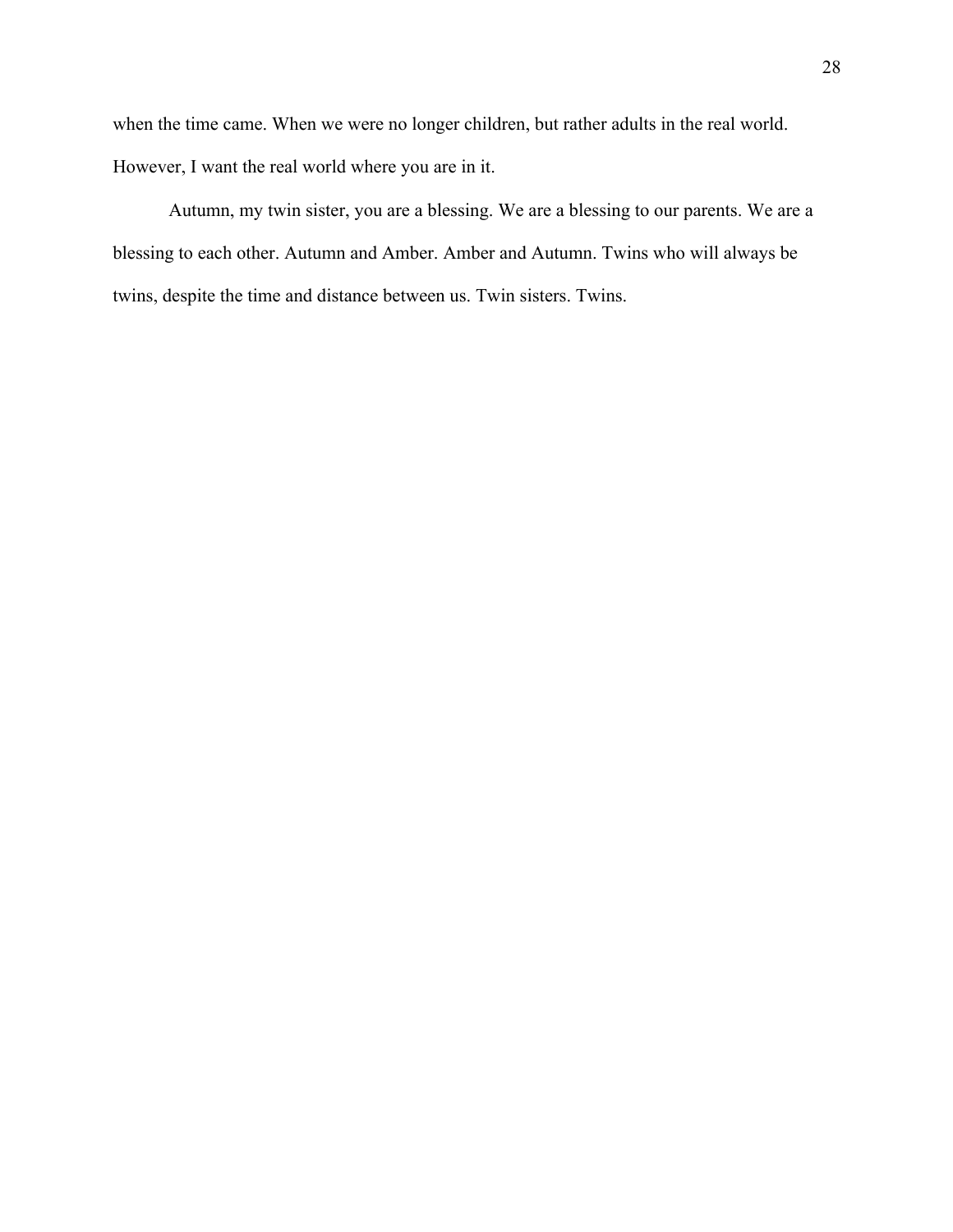when the time came. When we were no longer children, but rather adults in the real world. However, I want the real world where you are in it.

Autumn, my twin sister, you are a blessing. We are a blessing to our parents. We are a blessing to each other. Autumn and Amber. Amber and Autumn. Twins who will always be twins, despite the time and distance between us. Twin sisters. Twins.